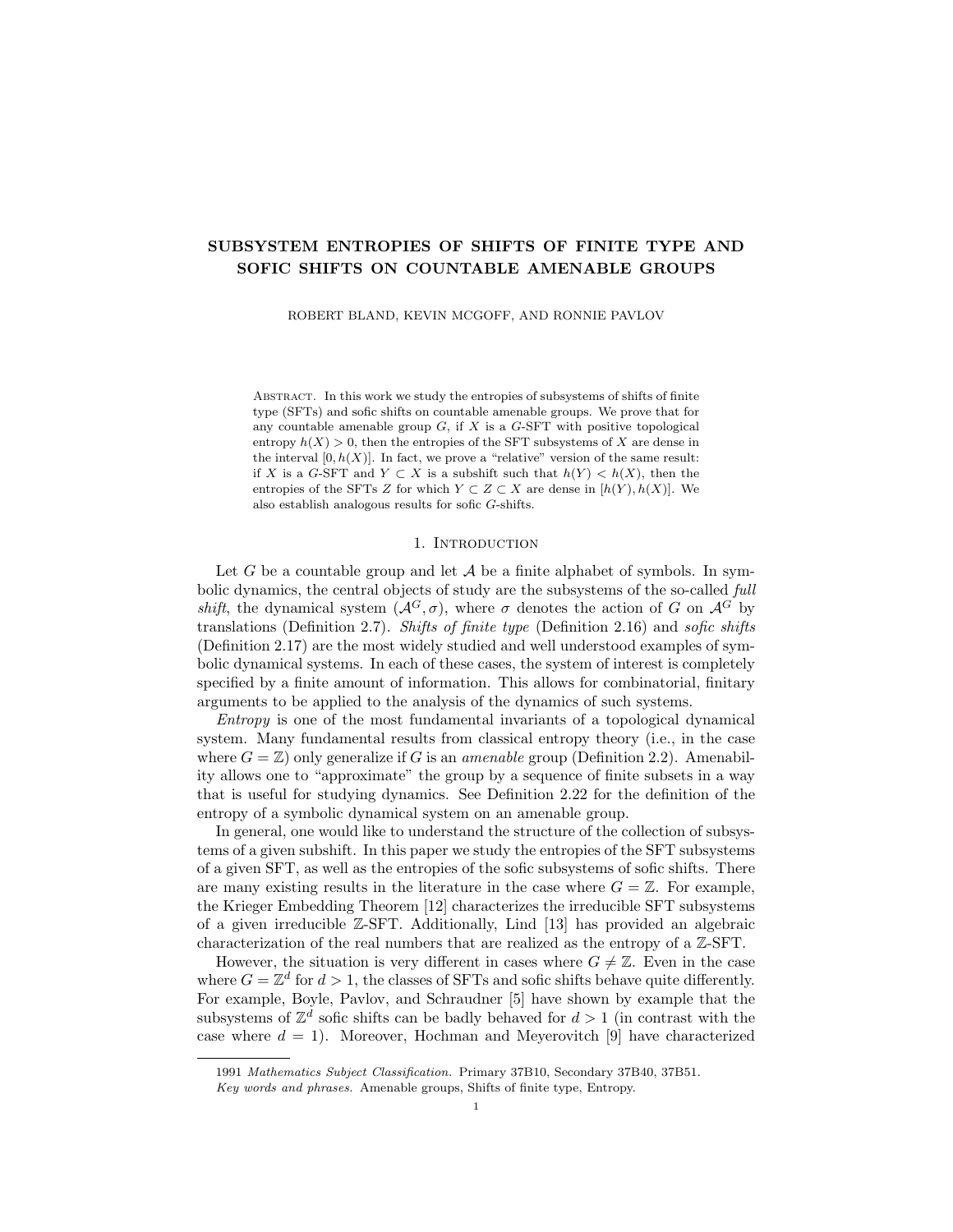# SUBSYSTEM ENTROPIES OF SHIFTS OF FINITE TYPE AND SOFIC SHIFTS ON COUNTABLE AMENABLE GROUPS

ROBERT BLAND, KEVIN MCGOFF, AND RONNIE PAVLOV

Abstract. In this work we study the entropies of subsystems of shifts of finite type (SFTs) and sofic shifts on countable amenable groups. We prove that for any countable amenable group $G$, if $X$ is a $G$-SFT with positive topological entropy $h(X) > 0$, then the entropies of the SFT subsystems of $X$ are dense in the interval $[0, h(X)]$. In fact, we prove a "relative" version of the same result: if $X$ is a $G$-SFT and $Y \subset X$ is a subshift such that $h(Y) < h(X)$, then the entropies of the SFTs $Z$ for which $Y \subset Z \subset X$ are dense in $[h(Y), h(X)]$. We also establish analogous results for sofic $G$-shifts.

## 1. Introduction

Let $G$ be a countable group and let $\mathcal{A}$ be a finite alphabet of symbols. In symbolic dynamics, the central objects of study are the subsystems of the so-called *full shift*, the dynamical system $(\mathcal{A}^G, \sigma)$, where $\sigma$ denotes the action of $G$ on $\mathcal{A}^G$ by translations (Definition 2.7). *Shifts of finite type* (Definition 2.16) and *sofic shifts* (Definition 2.17) are the most widely studied and well understood examples of symbolic dynamical systems. In each of these cases, the system of interest is completely specified by a finite amount of information. This allows for combinatorial, finitary arguments to be applied to the analysis of the dynamics of such systems.

*Entropy* is one of the most fundamental invariants of a topological dynamical system. Many fundamental results from classical entropy theory (i.e., in the case where $G = \mathbb{Z}$) only generalize if $G$ is an *amenable* group (Definition 2.2). Amenability allows one to "approximate" the group by a sequence of finite subsets in a way that is useful for studying dynamics. See Definition 2.22 for the definition of the entropy of a symbolic dynamical system on an amenable group.

In general, one would like to understand the structure of the collection of subsystems of a given subshift. In this paper we study the entropies of the SFT subsystems of a given SFT, as well as the entropies of the sofic subsystems of sofic shifts. There are many existing results in the literature in the case where $G = \mathbb{Z}$. For example, the Krieger Embedding Theorem [12] characterizes the irreducible SFT subsystems of a given irreducible $\mathbb{Z}$-SFT. Additionally, Lind [13] has provided an algebraic characterization of the real numbers that are realized as the entropy of a $\mathbb{Z}$-SFT.

However, the situation is very different in cases where $G \neq \mathbb{Z}$. Even in the case where $G = \mathbb{Z}^d$ for $d > 1$, the classes of SFTs and sofic shifts behave quite differently. For example, Boyle, Pavlov, and Schraudner [5] have shown by example that the subsystems of $\mathbb{Z}^d$ sofic shifts can be badly behaved for $d > 1$ (in contrast with the case where $d = 1$). Moreover, Hochman and Meyerovitch [9] have characterized

1991 *Mathematics Subject Classification.* Primary 37B10, Secondary 37B40, 37B51.

*Key words and phrases.* Amenable groups, Shifts of finite type, Entropy.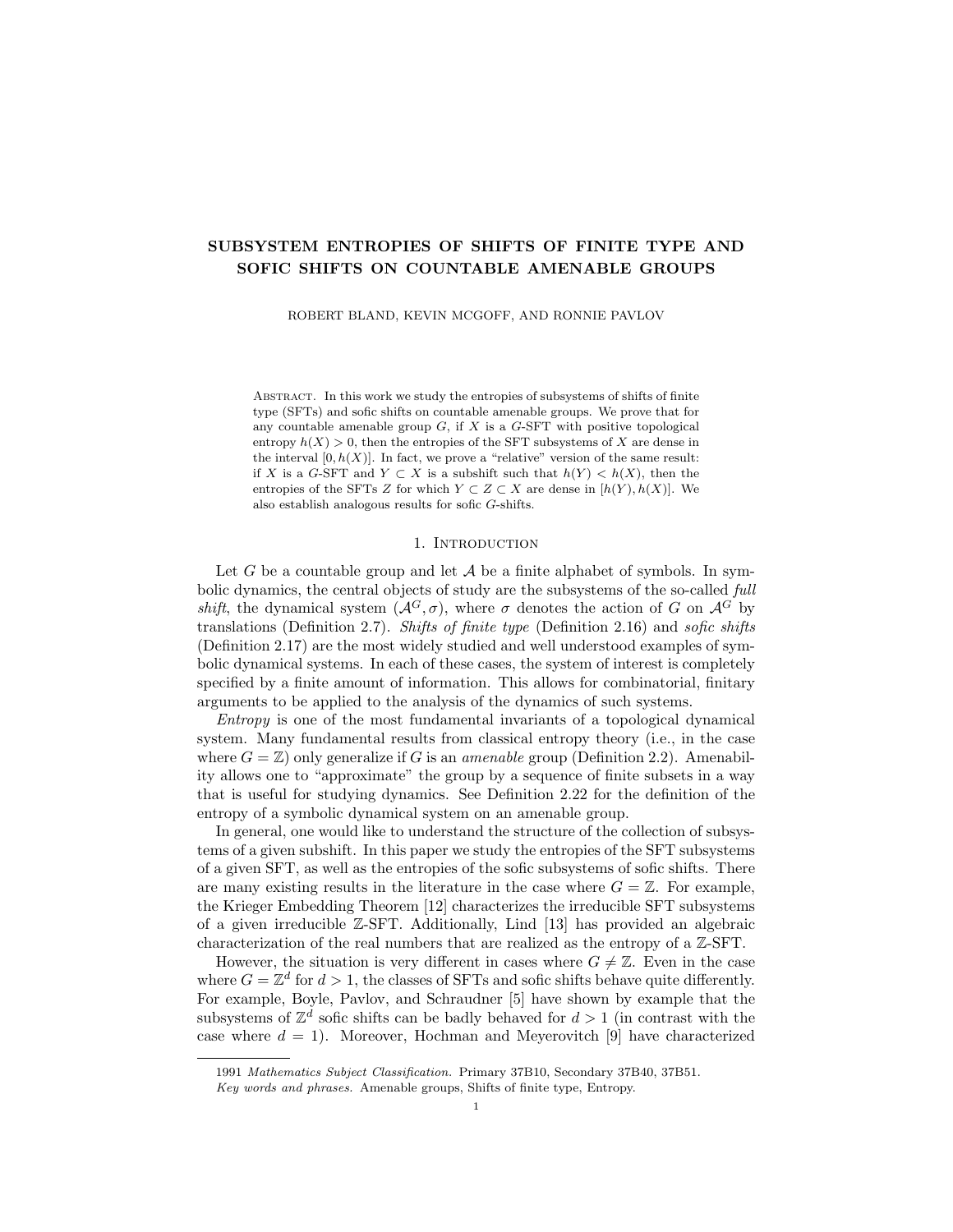# SUBSYSTEM ENTROPIES OF SHIFTS OF FINITE TYPE AND SOFIC SHIFTS ON COUNTABLE AMENABLE GROUPS

ROBERT BLAND, KEVIN MCGOFF, AND RONNIE PAVLOV

Abstract. In this work we study the entropies of subsystems of shifts of finite type (SFTs) and sofic shifts on countable amenable groups. We prove that for any countable amenable group $G$, if $X$ is a $G$-SFT with positive topological entropy $h(X) > 0$, then the entropies of the SFT subsystems of $X$ are dense in the interval $[0, h(X)]$. In fact, we prove a "relative" version of the same result: if $X$ is a $G$-SFT and $Y \subset X$ is a subshift such that $h(Y) < h(X)$, then the entropies of the SFTs $Z$ for which $Y \subset Z \subset X$ are dense in $[h(Y), h(X)]$. We also establish analogous results for sofic $G$-shifts.

## 1. Introduction

Let $G$ be a countable group and let $\mathcal{A}$ be a finite alphabet of symbols. In symbolic dynamics, the central objects of study are the subsystems of the so-called *full shift*, the dynamical system $(\mathcal{A}^G, \sigma)$, where $\sigma$ denotes the action of $G$ on $\mathcal{A}^G$ by translations (Definition 2.7). *Shifts of finite type* (Definition 2.16) and *sofic shifts* (Definition 2.17) are the most widely studied and well understood examples of symbolic dynamical systems. In each of these cases, the system of interest is completely specified by a finite amount of information. This allows for combinatorial, finitary arguments to be applied to the analysis of the dynamics of such systems.

*Entropy* is one of the most fundamental invariants of a topological dynamical system. Many fundamental results from classical entropy theory (i.e., in the case where $G = \mathbb{Z}$) only generalize if $G$ is an *amenable* group (Definition 2.2). Amenability allows one to "approximate" the group by a sequence of finite subsets in a way that is useful for studying dynamics. See Definition 2.22 for the definition of the entropy of a symbolic dynamical system on an amenable group.

In general, one would like to understand the structure of the collection of subsystems of a given subshift. In this paper we study the entropies of the SFT subsystems of a given SFT, as well as the entropies of the sofic subsystems of sofic shifts. There are many existing results in the literature in the case where $G = \mathbb{Z}$. For example, the Krieger Embedding Theorem [12] characterizes the irreducible SFT subsystems of a given irreducible $\mathbb{Z}$-SFT. Additionally, Lind [13] has provided an algebraic characterization of the real numbers that are realized as the entropy of a $\mathbb{Z}$-SFT.

However, the situation is very different in cases where $G \neq \mathbb{Z}$. Even in the case where $G = \mathbb{Z}^d$ for $d > 1$, the classes of SFTs and sofic shifts behave quite differently. For example, Boyle, Pavlov, and Schraudner [5] have shown by example that the subsystems of $\mathbb{Z}^d$ sofic shifts can be badly behaved for $d > 1$ (in contrast with the case where $d = 1$). Moreover, Hochman and Meyerovitch [9] have characterized

1991 *Mathematics Subject Classification.* Primary 37B10, Secondary 37B40, 37B51.

*Key words and phrases.* Amenable groups, Shifts of finite type, Entropy.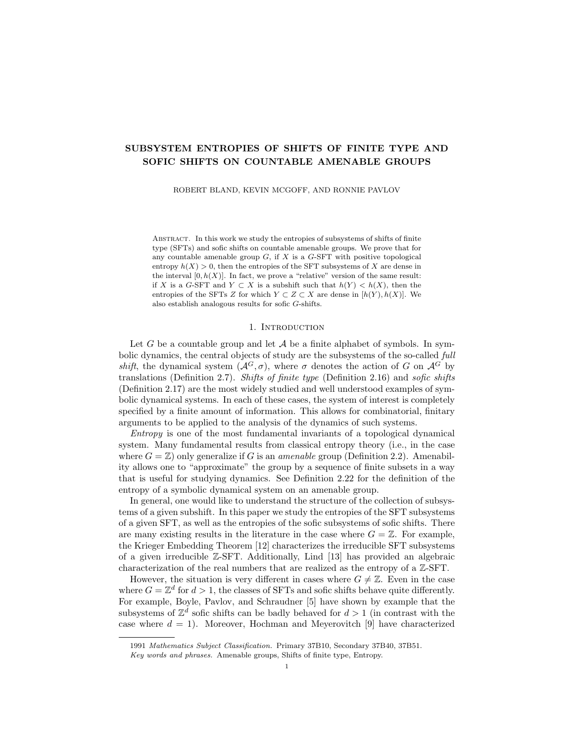# SUBSYSTEM ENTROPIES OF SHIFTS OF FINITE TYPE AND SOFIC SHIFTS ON COUNTABLE AMENABLE GROUPS

ROBERT BLAND, KEVIN MCGOFF, AND RONNIE PAVLOV

Abstract. In this work we study the entropies of subsystems of shifts of finite type (SFTs) and sofic shifts on countable amenable groups. We prove that for any countable amenable group $G$, if $X$ is a $G$-SFT with positive topological entropy $h(X) > 0$, then the entropies of the SFT subsystems of $X$ are dense in the interval $[0, h(X)]$. In fact, we prove a "relative" version of the same result: if $X$ is a $G$-SFT and $Y \subset X$ is a subshift such that $h(Y) < h(X)$, then the entropies of the SFTs $Z$ for which $Y \subset Z \subset X$ are dense in $[h(Y), h(X)]$. We also establish analogous results for sofic $G$-shifts.

## 1. Introduction

Let $G$ be a countable group and let $\mathcal{A}$ be a finite alphabet of symbols. In symbolic dynamics, the central objects of study are the subsystems of the so-called *full shift*, the dynamical system $(\mathcal{A}^G, \sigma)$, where $\sigma$ denotes the action of $G$ on $\mathcal{A}^G$ by translations (Definition 2.7). *Shifts of finite type* (Definition 2.16) and *sofic shifts* (Definition 2.17) are the most widely studied and well understood examples of symbolic dynamical systems. In each of these cases, the system of interest is completely specified by a finite amount of information. This allows for combinatorial, finitary arguments to be applied to the analysis of the dynamics of such systems.

*Entropy* is one of the most fundamental invariants of a topological dynamical system. Many fundamental results from classical entropy theory (i.e., in the case where $G = \mathbb{Z}$) only generalize if $G$ is an *amenable* group (Definition 2.2). Amenability allows one to "approximate" the group by a sequence of finite subsets in a way that is useful for studying dynamics. See Definition 2.22 for the definition of the entropy of a symbolic dynamical system on an amenable group.

In general, one would like to understand the structure of the collection of subsystems of a given subshift. In this paper we study the entropies of the SFT subsystems of a given SFT, as well as the entropies of the sofic subsystems of sofic shifts. There are many existing results in the literature in the case where $G = \mathbb{Z}$. For example, the Krieger Embedding Theorem [12] characterizes the irreducible SFT subsystems of a given irreducible $\mathbb{Z}$-SFT. Additionally, Lind [13] has provided an algebraic characterization of the real numbers that are realized as the entropy of a $\mathbb{Z}$-SFT.

However, the situation is very different in cases where $G \neq \mathbb{Z}$. Even in the case where $G = \mathbb{Z}^d$ for $d > 1$, the classes of SFTs and sofic shifts behave quite differently. For example, Boyle, Pavlov, and Schraudner [5] have shown by example that the subsystems of $\mathbb{Z}^d$ sofic shifts can be badly behaved for $d > 1$ (in contrast with the case where $d = 1$). Moreover, Hochman and Meyerovitch [9] have characterized

1991 *Mathematics Subject Classification.* Primary 37B10, Secondary 37B40, 37B51.

*Key words and phrases.* Amenable groups, Shifts of finite type, Entropy.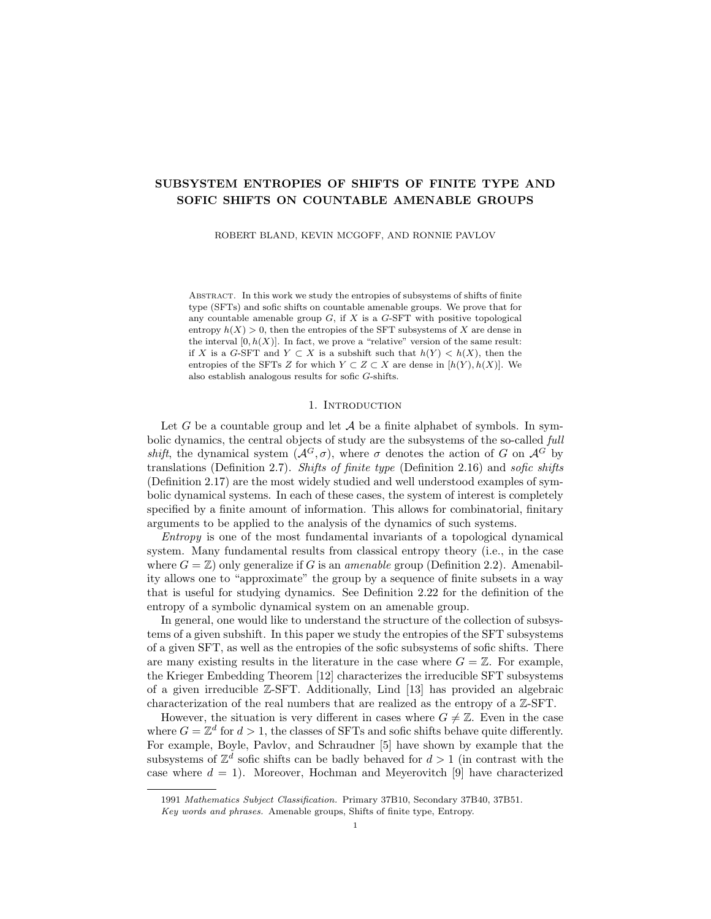# SUBSYSTEM ENTROPIES OF SHIFTS OF FINITE TYPE AND SOFIC SHIFTS ON COUNTABLE AMENABLE GROUPS

ROBERT BLAND, KEVIN MCGOFF, AND RONNIE PAVLOV

Abstract. In this work we study the entropies of subsystems of shifts of finite type (SFTs) and sofic shifts on countable amenable groups. We prove that for any countable amenable group $G$, if $X$ is a $G$-SFT with positive topological entropy $h(X) > 0$, then the entropies of the SFT subsystems of $X$ are dense in the interval $[0, h(X)]$. In fact, we prove a "relative" version of the same result: if $X$ is a $G$-SFT and $Y \subset X$ is a subshift such that $h(Y) < h(X)$, then the entropies of the SFTs $Z$ for which $Y \subset Z \subset X$ are dense in $[h(Y), h(X)]$. We also establish analogous results for sofic $G$-shifts.

## 1. Introduction

Let $G$ be a countable group and let $\mathcal{A}$ be a finite alphabet of symbols. In symbolic dynamics, the central objects of study are the subsystems of the so-called *full shift*, the dynamical system $(\mathcal{A}^G, \sigma)$, where $\sigma$ denotes the action of $G$ on $\mathcal{A}^G$ by translations (Definition 2.7). *Shifts of finite type* (Definition 2.16) and *sofic shifts* (Definition 2.17) are the most widely studied and well understood examples of symbolic dynamical systems. In each of these cases, the system of interest is completely specified by a finite amount of information. This allows for combinatorial, finitary arguments to be applied to the analysis of the dynamics of such systems.

*Entropy* is one of the most fundamental invariants of a topological dynamical system. Many fundamental results from classical entropy theory (i.e., in the case where $G = \mathbb{Z}$) only generalize if $G$ is an *amenable* group (Definition 2.2). Amenability allows one to "approximate" the group by a sequence of finite subsets in a way that is useful for studying dynamics. See Definition 2.22 for the definition of the entropy of a symbolic dynamical system on an amenable group.

In general, one would like to understand the structure of the collection of subsystems of a given subshift. In this paper we study the entropies of the SFT subsystems of a given SFT, as well as the entropies of the sofic subsystems of sofic shifts. There are many existing results in the literature in the case where $G = \mathbb{Z}$. For example, the Krieger Embedding Theorem [12] characterizes the irreducible SFT subsystems of a given irreducible $\mathbb{Z}$-SFT. Additionally, Lind [13] has provided an algebraic characterization of the real numbers that are realized as the entropy of a $\mathbb{Z}$-SFT.

However, the situation is very different in cases where $G \neq \mathbb{Z}$. Even in the case where $G = \mathbb{Z}^d$ for $d > 1$, the classes of SFTs and sofic shifts behave quite differently. For example, Boyle, Pavlov, and Schraudner [5] have shown by example that the subsystems of $\mathbb{Z}^d$ sofic shifts can be badly behaved for $d > 1$ (in contrast with the case where $d = 1$). Moreover, Hochman and Meyerovitch [9] have characterized

1991 *Mathematics Subject Classification.* Primary 37B10, Secondary 37B40, 37B51.

*Key words and phrases.* Amenable groups, Shifts of finite type, Entropy.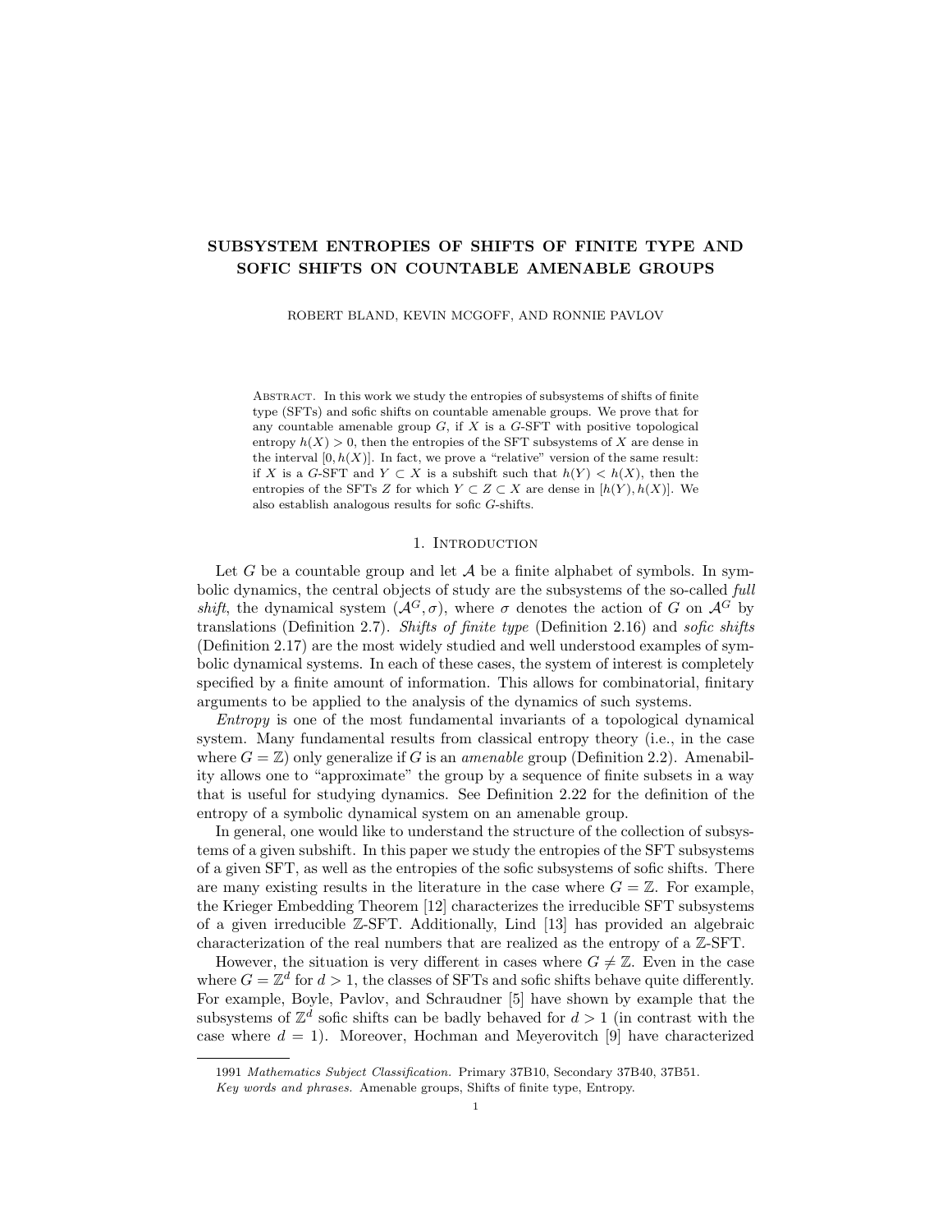# SUBSYSTEM ENTROPIES OF SHIFTS OF FINITE TYPE AND SOFIC SHIFTS ON COUNTABLE AMENABLE GROUPS

ROBERT BLAND, KEVIN MCGOFF, AND RONNIE PAVLOV

Abstract. In this work we study the entropies of subsystems of shifts of finite type (SFTs) and sofic shifts on countable amenable groups. We prove that for any countable amenable group $G$, if $X$ is a $G$-SFT with positive topological entropy $h(X) > 0$, then the entropies of the SFT subsystems of $X$ are dense in the interval $[0, h(X)]$. In fact, we prove a "relative" version of the same result: if $X$ is a $G$-SFT and $Y \subset X$ is a subshift such that $h(Y) < h(X)$, then the entropies of the SFTs $Z$ for which $Y \subset Z \subset X$ are dense in $[h(Y), h(X)]$. We also establish analogous results for sofic $G$-shifts.

## 1. Introduction

Let $G$ be a countable group and let $\mathcal{A}$ be a finite alphabet of symbols. In symbolic dynamics, the central objects of study are the subsystems of the so-called *full shift*, the dynamical system $(\mathcal{A}^G, \sigma)$, where $\sigma$ denotes the action of $G$ on $\mathcal{A}^G$ by translations (Definition 2.7). *Shifts of finite type* (Definition 2.16) and *sofic shifts* (Definition 2.17) are the most widely studied and well understood examples of symbolic dynamical systems. In each of these cases, the system of interest is completely specified by a finite amount of information. This allows for combinatorial, finitary arguments to be applied to the analysis of the dynamics of such systems.

*Entropy* is one of the most fundamental invariants of a topological dynamical system. Many fundamental results from classical entropy theory (i.e., in the case where $G = \mathbb{Z}$) only generalize if $G$ is an *amenable* group (Definition 2.2). Amenability allows one to "approximate" the group by a sequence of finite subsets in a way that is useful for studying dynamics. See Definition 2.22 for the definition of the entropy of a symbolic dynamical system on an amenable group.

In general, one would like to understand the structure of the collection of subsystems of a given subshift. In this paper we study the entropies of the SFT subsystems of a given SFT, as well as the entropies of the sofic subsystems of sofic shifts. There are many existing results in the literature in the case where $G = \mathbb{Z}$. For example, the Krieger Embedding Theorem [12] characterizes the irreducible SFT subsystems of a given irreducible $\mathbb{Z}$-SFT. Additionally, Lind [13] has provided an algebraic characterization of the real numbers that are realized as the entropy of a $\mathbb{Z}$-SFT.

However, the situation is very different in cases where $G \neq \mathbb{Z}$. Even in the case where $G = \mathbb{Z}^d$ for $d > 1$, the classes of SFTs and sofic shifts behave quite differently. For example, Boyle, Pavlov, and Schraudner [5] have shown by example that the subsystems of $\mathbb{Z}^d$ sofic shifts can be badly behaved for $d > 1$ (in contrast with the case where $d = 1$). Moreover, Hochman and Meyerovitch [9] have characterized

1991 *Mathematics Subject Classification.* Primary 37B10, Secondary 37B40, 37B51.

*Key words and phrases.* Amenable groups, Shifts of finite type, Entropy.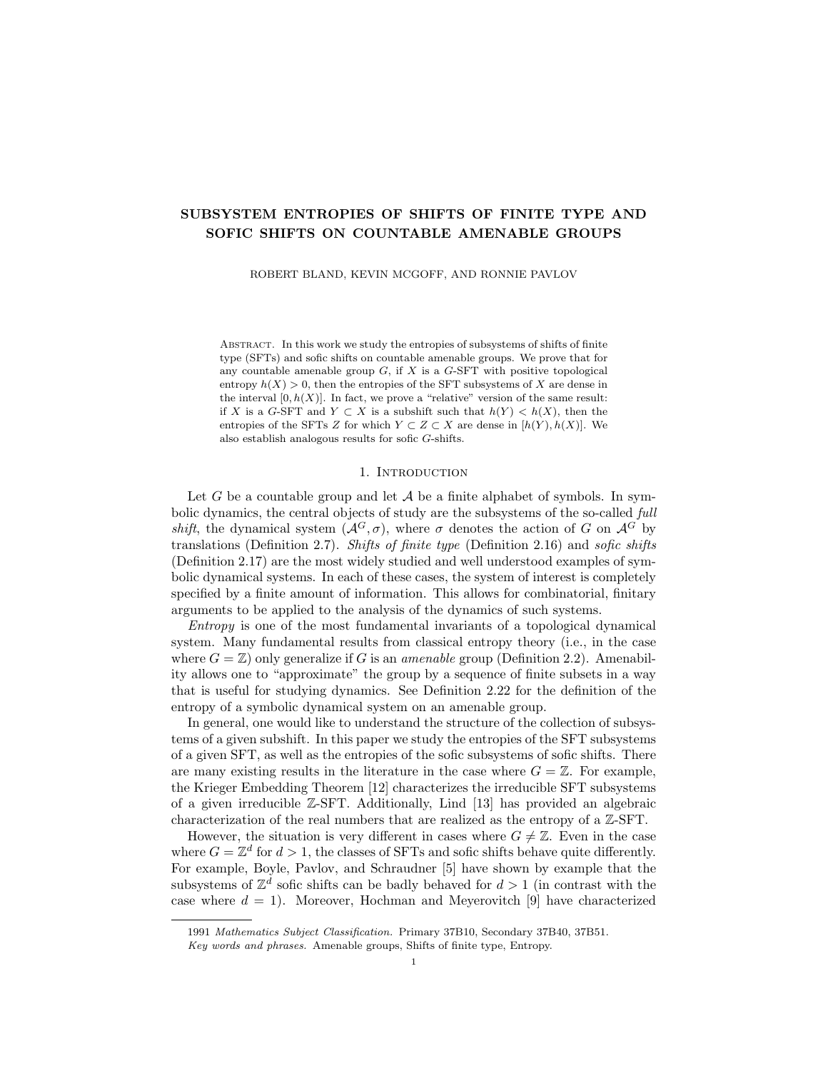# SUBSYSTEM ENTROPIES OF SHIFTS OF FINITE TYPE AND SOFIC SHIFTS ON COUNTABLE AMENABLE GROUPS

ROBERT BLAND, KEVIN MCGOFF, AND RONNIE PAVLOV

Abstract. In this work we study the entropies of subsystems of shifts of finite type (SFTs) and sofic shifts on countable amenable groups. We prove that for any countable amenable group $G$, if $X$ is a $G$-SFT with positive topological entropy $h(X) > 0$, then the entropies of the SFT subsystems of $X$ are dense in the interval $[0, h(X)]$. In fact, we prove a "relative" version of the same result: if $X$ is a $G$-SFT and $Y \subset X$ is a subshift such that $h(Y) < h(X)$, then the entropies of the SFTs $Z$ for which $Y \subset Z \subset X$ are dense in $[h(Y), h(X)]$. We also establish analogous results for sofic $G$-shifts.

## 1. Introduction

Let $G$ be a countable group and let $\mathcal{A}$ be a finite alphabet of symbols. In symbolic dynamics, the central objects of study are the subsystems of the so-called *full shift*, the dynamical system $(\mathcal{A}^G, \sigma)$, where $\sigma$ denotes the action of $G$ on $\mathcal{A}^G$ by translations (Definition 2.7). *Shifts of finite type* (Definition 2.16) and *sofic shifts* (Definition 2.17) are the most widely studied and well understood examples of symbolic dynamical systems. In each of these cases, the system of interest is completely specified by a finite amount of information. This allows for combinatorial, finitary arguments to be applied to the analysis of the dynamics of such systems.

*Entropy* is one of the most fundamental invariants of a topological dynamical system. Many fundamental results from classical entropy theory (i.e., in the case where $G = \mathbb{Z}$) only generalize if $G$ is an *amenable* group (Definition 2.2). Amenability allows one to "approximate" the group by a sequence of finite subsets in a way that is useful for studying dynamics. See Definition 2.22 for the definition of the entropy of a symbolic dynamical system on an amenable group.

In general, one would like to understand the structure of the collection of subsystems of a given subshift. In this paper we study the entropies of the SFT subsystems of a given SFT, as well as the entropies of the sofic subsystems of sofic shifts. There are many existing results in the literature in the case where $G = \mathbb{Z}$. For example, the Krieger Embedding Theorem [12] characterizes the irreducible SFT subsystems of a given irreducible $\mathbb{Z}$-SFT. Additionally, Lind [13] has provided an algebraic characterization of the real numbers that are realized as the entropy of a $\mathbb{Z}$-SFT.

However, the situation is very different in cases where $G \neq \mathbb{Z}$. Even in the case where $G = \mathbb{Z}^d$ for $d > 1$, the classes of SFTs and sofic shifts behave quite differently. For example, Boyle, Pavlov, and Schraudner [5] have shown by example that the subsystems of $\mathbb{Z}^d$ sofic shifts can be badly behaved for $d > 1$ (in contrast with the case where $d = 1$). Moreover, Hochman and Meyerovitch [9] have characterized

1991 *Mathematics Subject Classification.* Primary 37B10, Secondary 37B40, 37B51.

*Key words and phrases.* Amenable groups, Shifts of finite type, Entropy.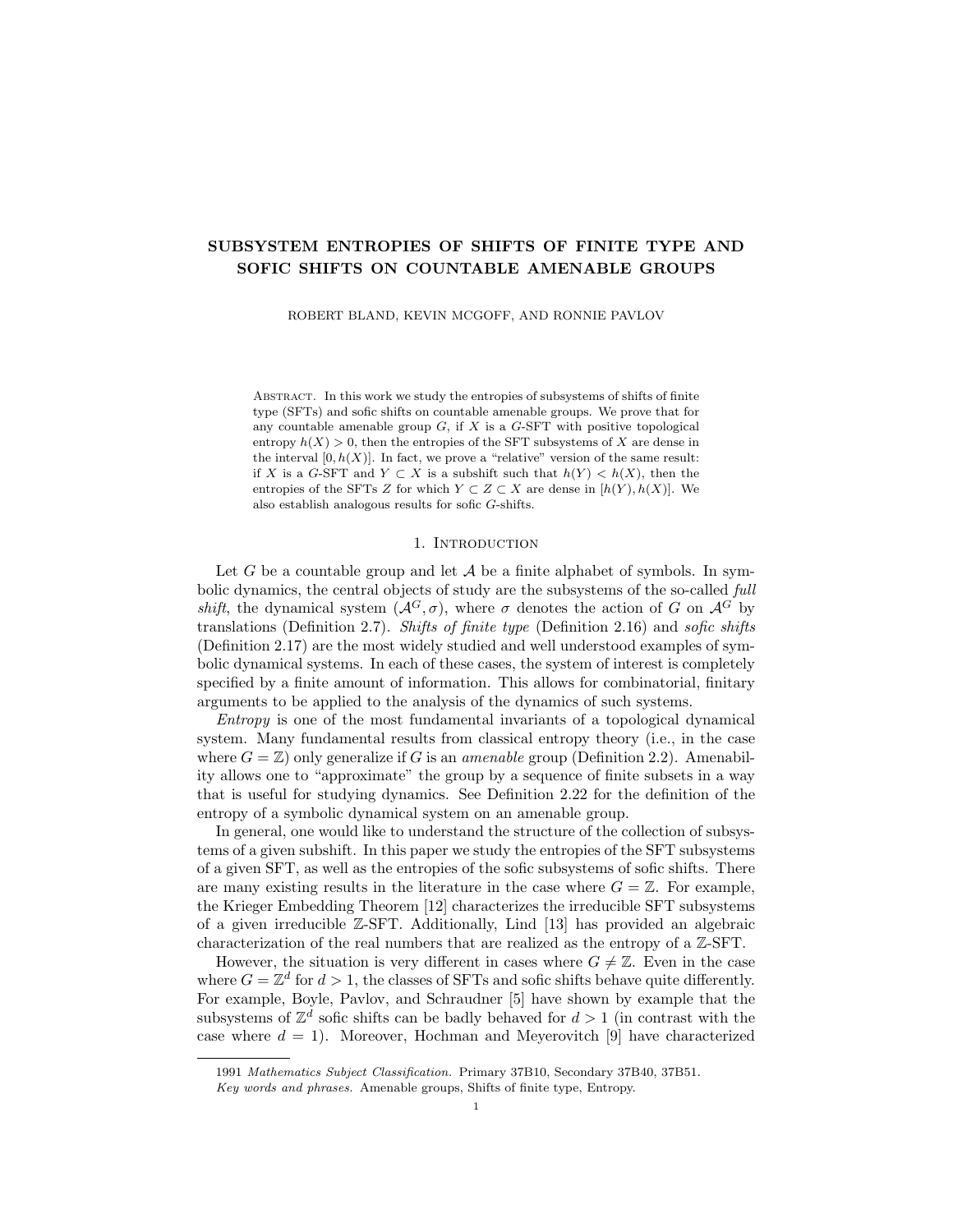# SUBSYSTEM ENTROPIES OF SHIFTS OF FINITE TYPE AND SOFIC SHIFTS ON COUNTABLE AMENABLE GROUPS

ROBERT BLAND, KEVIN MCGOFF, AND RONNIE PAVLOV

Abstract. In this work we study the entropies of subsystems of shifts of finite type (SFTs) and sofic shifts on countable amenable groups. We prove that for any countable amenable group $G$, if $X$ is a $G$-SFT with positive topological entropy $h(X) > 0$, then the entropies of the SFT subsystems of $X$ are dense in the interval $[0, h(X)]$. In fact, we prove a "relative" version of the same result: if $X$ is a $G$-SFT and $Y \subset X$ is a subshift such that $h(Y) < h(X)$, then the entropies of the SFTs $Z$ for which $Y \subset Z \subset X$ are dense in $[h(Y), h(X)]$. We also establish analogous results for sofic $G$-shifts.

## 1. Introduction

Let $G$ be a countable group and let $\mathcal{A}$ be a finite alphabet of symbols. In symbolic dynamics, the central objects of study are the subsystems of the so-called *full shift*, the dynamical system $(\mathcal{A}^G, \sigma)$, where $\sigma$ denotes the action of $G$ on $\mathcal{A}^G$ by translations (Definition 2.7). *Shifts of finite type* (Definition 2.16) and *sofic shifts* (Definition 2.17) are the most widely studied and well understood examples of symbolic dynamical systems. In each of these cases, the system of interest is completely specified by a finite amount of information. This allows for combinatorial, finitary arguments to be applied to the analysis of the dynamics of such systems.

*Entropy* is one of the most fundamental invariants of a topological dynamical system. Many fundamental results from classical entropy theory (i.e., in the case where $G = \mathbb{Z}$) only generalize if $G$ is an *amenable* group (Definition 2.2). Amenability allows one to "approximate" the group by a sequence of finite subsets in a way that is useful for studying dynamics. See Definition 2.22 for the definition of the entropy of a symbolic dynamical system on an amenable group.

In general, one would like to understand the structure of the collection of subsystems of a given subshift. In this paper we study the entropies of the SFT subsystems of a given SFT, as well as the entropies of the sofic subsystems of sofic shifts. There are many existing results in the literature in the case where $G = \mathbb{Z}$. For example, the Krieger Embedding Theorem [12] characterizes the irreducible SFT subsystems of a given irreducible $\mathbb{Z}$-SFT. Additionally, Lind [13] has provided an algebraic characterization of the real numbers that are realized as the entropy of a $\mathbb{Z}$-SFT.

However, the situation is very different in cases where $G \neq \mathbb{Z}$. Even in the case where $G = \mathbb{Z}^d$ for $d > 1$, the classes of SFTs and sofic shifts behave quite differently. For example, Boyle, Pavlov, and Schraudner [5] have shown by example that the subsystems of $\mathbb{Z}^d$ sofic shifts can be badly behaved for $d > 1$ (in contrast with the case where $d = 1$). Moreover, Hochman and Meyerovitch [9] have characterized

1991 *Mathematics Subject Classification.* Primary 37B10, Secondary 37B40, 37B51.

*Key words and phrases.* Amenable groups, Shifts of finite type, Entropy.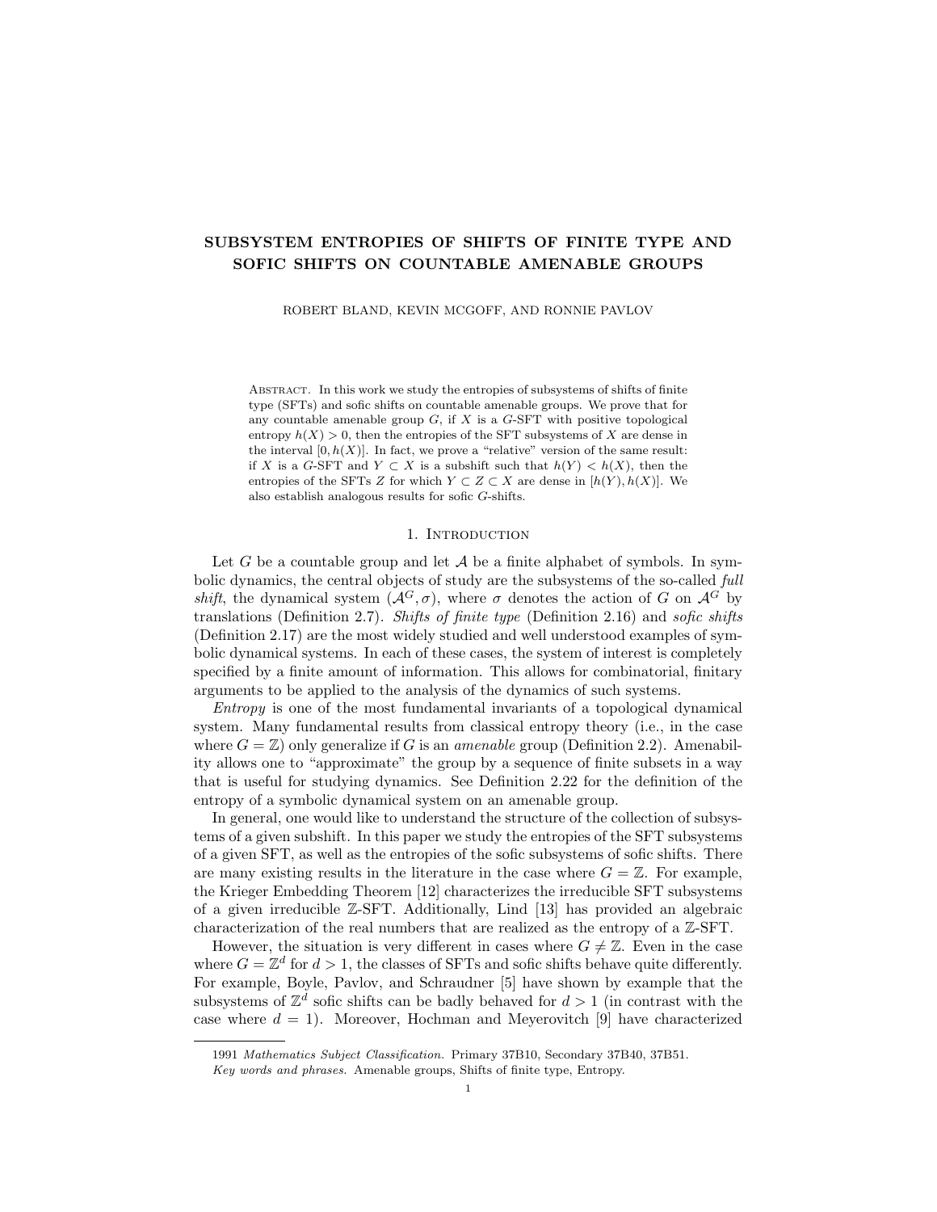# SUBSYSTEM ENTROPIES OF SHIFTS OF FINITE TYPE AND SOFIC SHIFTS ON COUNTABLE AMENABLE GROUPS

ROBERT BLAND, KEVIN MCGOFF, AND RONNIE PAVLOV

Abstract. In this work we study the entropies of subsystems of shifts of finite type (SFTs) and sofic shifts on countable amenable groups. We prove that for any countable amenable group $G$, if $X$ is a $G$-SFT with positive topological entropy $h(X) > 0$, then the entropies of the SFT subsystems of $X$ are dense in the interval $[0, h(X)]$. In fact, we prove a "relative" version of the same result: if $X$ is a $G$-SFT and $Y \subset X$ is a subshift such that $h(Y) < h(X)$, then the entropies of the SFTs $Z$ for which $Y \subset Z \subset X$ are dense in $[h(Y), h(X)]$. We also establish analogous results for sofic $G$-shifts.

## 1. Introduction

Let $G$ be a countable group and let $\mathcal{A}$ be a finite alphabet of symbols. In symbolic dynamics, the central objects of study are the subsystems of the so-called *full shift*, the dynamical system $(\mathcal{A}^G, \sigma)$, where $\sigma$ denotes the action of $G$ on $\mathcal{A}^G$ by translations (Definition 2.7). *Shifts of finite type* (Definition 2.16) and *sofic shifts* (Definition 2.17) are the most widely studied and well understood examples of symbolic dynamical systems. In each of these cases, the system of interest is completely specified by a finite amount of information. This allows for combinatorial, finitary arguments to be applied to the analysis of the dynamics of such systems.

*Entropy* is one of the most fundamental invariants of a topological dynamical system. Many fundamental results from classical entropy theory (i.e., in the case where $G = \mathbb{Z}$) only generalize if $G$ is an *amenable* group (Definition 2.2). Amenability allows one to "approximate" the group by a sequence of finite subsets in a way that is useful for studying dynamics. See Definition 2.22 for the definition of the entropy of a symbolic dynamical system on an amenable group.

In general, one would like to understand the structure of the collection of subsystems of a given subshift. In this paper we study the entropies of the SFT subsystems of a given SFT, as well as the entropies of the sofic subsystems of sofic shifts. There are many existing results in the literature in the case where $G = \mathbb{Z}$. For example, the Krieger Embedding Theorem [12] characterizes the irreducible SFT subsystems of a given irreducible $\mathbb{Z}$-SFT. Additionally, Lind [13] has provided an algebraic characterization of the real numbers that are realized as the entropy of a $\mathbb{Z}$-SFT.

However, the situation is very different in cases where $G \neq \mathbb{Z}$. Even in the case where $G = \mathbb{Z}^d$ for $d > 1$, the classes of SFTs and sofic shifts behave quite differently. For example, Boyle, Pavlov, and Schraudner [5] have shown by example that the subsystems of $\mathbb{Z}^d$ sofic shifts can be badly behaved for $d > 1$ (in contrast with the case where $d = 1$). Moreover, Hochman and Meyerovitch [9] have characterized

1991 *Mathematics Subject Classification.* Primary 37B10, Secondary 37B40, 37B51.

*Key words and phrases.* Amenable groups, Shifts of finite type, Entropy.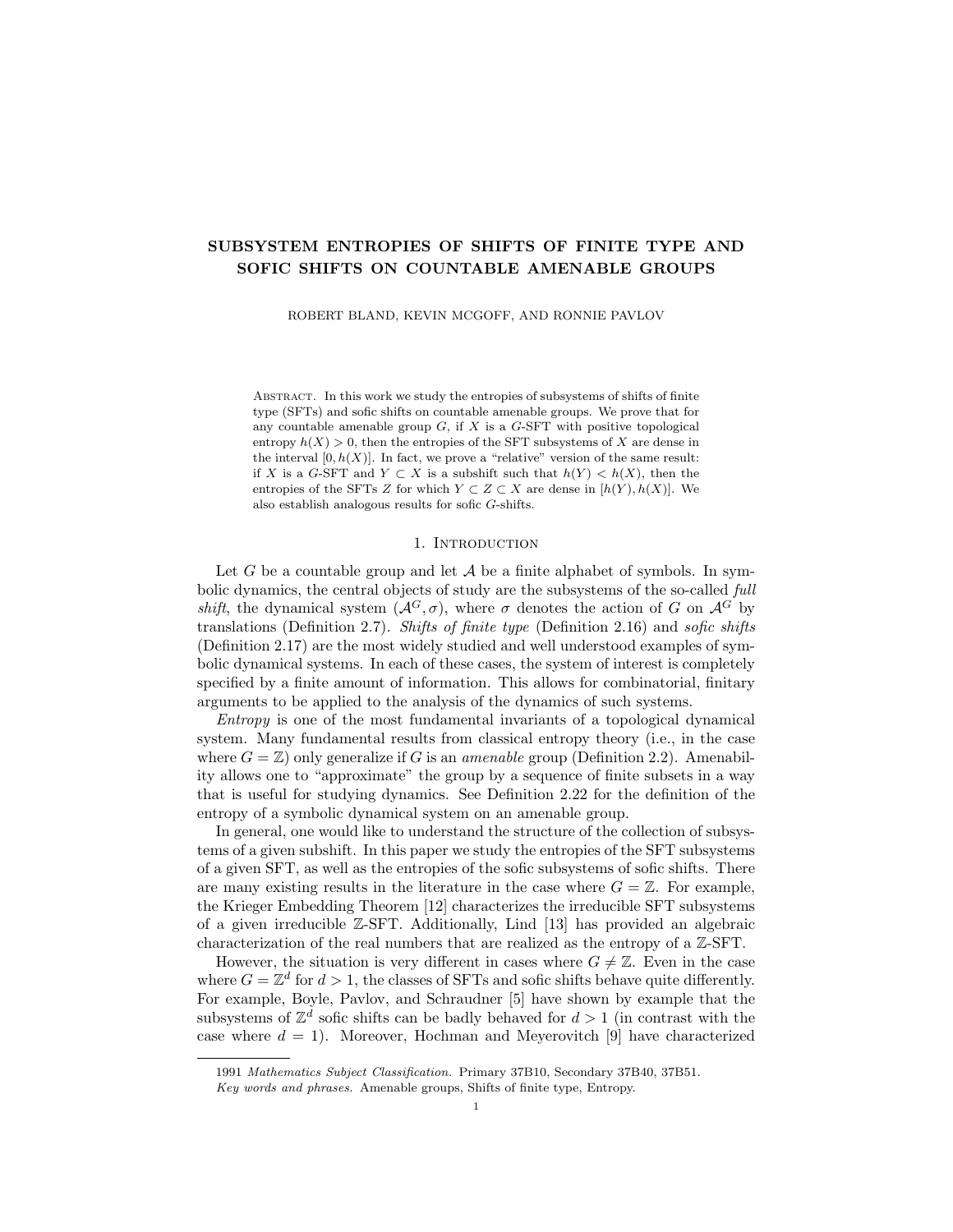# SUBSYSTEM ENTROPIES OF SHIFTS OF FINITE TYPE AND SOFIC SHIFTS ON COUNTABLE AMENABLE GROUPS

ROBERT BLAND, KEVIN MCGOFF, AND RONNIE PAVLOV

Abstract. In this work we study the entropies of subsystems of shifts of finite type (SFTs) and sofic shifts on countable amenable groups. We prove that for any countable amenable group $G$, if $X$ is a $G$-SFT with positive topological entropy $h(X) > 0$, then the entropies of the SFT subsystems of $X$ are dense in the interval $[0, h(X)]$. In fact, we prove a "relative" version of the same result: if $X$ is a $G$-SFT and $Y \subset X$ is a subshift such that $h(Y) < h(X)$, then the entropies of the SFTs $Z$ for which $Y \subset Z \subset X$ are dense in $[h(Y), h(X)]$. We also establish analogous results for sofic $G$-shifts.

## 1. Introduction

Let $G$ be a countable group and let $\mathcal{A}$ be a finite alphabet of symbols. In symbolic dynamics, the central objects of study are the subsystems of the so-called *full shift*, the dynamical system $(\mathcal{A}^G, \sigma)$, where $\sigma$ denotes the action of $G$ on $\mathcal{A}^G$ by translations (Definition 2.7). *Shifts of finite type* (Definition 2.16) and *sofic shifts* (Definition 2.17) are the most widely studied and well understood examples of symbolic dynamical systems. In each of these cases, the system of interest is completely specified by a finite amount of information. This allows for combinatorial, finitary arguments to be applied to the analysis of the dynamics of such systems.

*Entropy* is one of the most fundamental invariants of a topological dynamical system. Many fundamental results from classical entropy theory (i.e., in the case where $G = \mathbb{Z}$) only generalize if $G$ is an *amenable* group (Definition 2.2). Amenability allows one to "approximate" the group by a sequence of finite subsets in a way that is useful for studying dynamics. See Definition 2.22 for the definition of the entropy of a symbolic dynamical system on an amenable group.

In general, one would like to understand the structure of the collection of subsystems of a given subshift. In this paper we study the entropies of the SFT subsystems of a given SFT, as well as the entropies of the sofic subsystems of sofic shifts. There are many existing results in the literature in the case where $G = \mathbb{Z}$. For example, the Krieger Embedding Theorem [12] characterizes the irreducible SFT subsystems of a given irreducible $\mathbb{Z}$-SFT. Additionally, Lind [13] has provided an algebraic characterization of the real numbers that are realized as the entropy of a $\mathbb{Z}$-SFT.

However, the situation is very different in cases where $G \neq \mathbb{Z}$. Even in the case where $G = \mathbb{Z}^d$ for $d > 1$, the classes of SFTs and sofic shifts behave quite differently. For example, Boyle, Pavlov, and Schraudner [5] have shown by example that the subsystems of $\mathbb{Z}^d$ sofic shifts can be badly behaved for $d > 1$ (in contrast with the case where $d = 1$). Moreover, Hochman and Meyerovitch [9] have characterized

1991 *Mathematics Subject Classification.* Primary 37B10, Secondary 37B40, 37B51.

*Key words and phrases.* Amenable groups, Shifts of finite type, Entropy.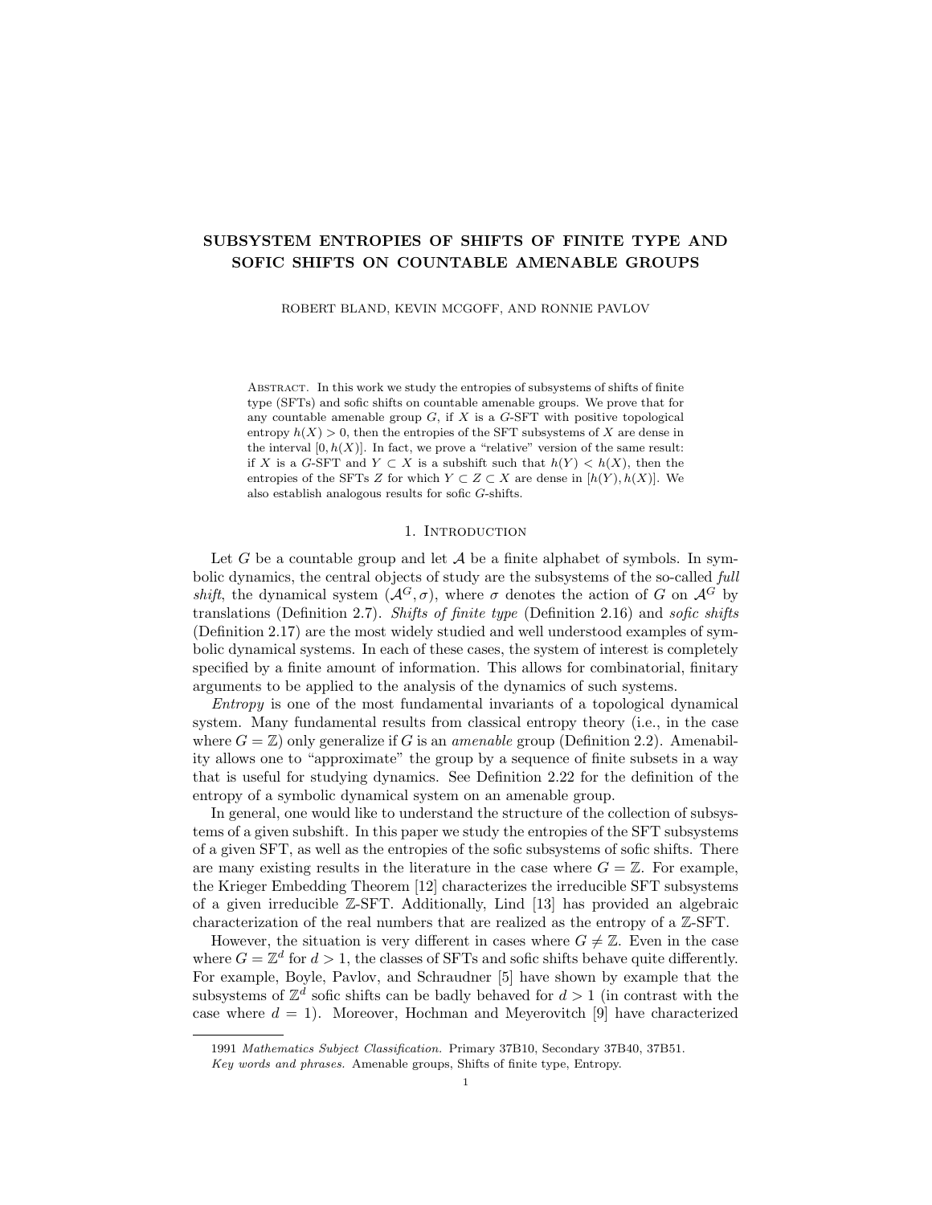# SUBSYSTEM ENTROPIES OF SHIFTS OF FINITE TYPE AND SOFIC SHIFTS ON COUNTABLE AMENABLE GROUPS

ROBERT BLAND, KEVIN MCGOFF, AND RONNIE PAVLOV

Abstract. In this work we study the entropies of subsystems of shifts of finite type (SFTs) and sofic shifts on countable amenable groups. We prove that for any countable amenable group $G$, if $X$ is a $G$-SFT with positive topological entropy $h(X) > 0$, then the entropies of the SFT subsystems of $X$ are dense in the interval $[0, h(X)]$. In fact, we prove a "relative" version of the same result: if $X$ is a $G$-SFT and $Y \subset X$ is a subshift such that $h(Y) < h(X)$, then the entropies of the SFTs $Z$ for which $Y \subset Z \subset X$ are dense in $[h(Y), h(X)]$. We also establish analogous results for sofic $G$-shifts.

## 1. Introduction

Let $G$ be a countable group and let $\mathcal{A}$ be a finite alphabet of symbols. In symbolic dynamics, the central objects of study are the subsystems of the so-called *full shift*, the dynamical system $(\mathcal{A}^G, \sigma)$, where $\sigma$ denotes the action of $G$ on $\mathcal{A}^G$ by translations (Definition 2.7). *Shifts of finite type* (Definition 2.16) and *sofic shifts* (Definition 2.17) are the most widely studied and well understood examples of symbolic dynamical systems. In each of these cases, the system of interest is completely specified by a finite amount of information. This allows for combinatorial, finitary arguments to be applied to the analysis of the dynamics of such systems.

*Entropy* is one of the most fundamental invariants of a topological dynamical system. Many fundamental results from classical entropy theory (i.e., in the case where $G = \mathbb{Z}$) only generalize if $G$ is an *amenable* group (Definition 2.2). Amenability allows one to "approximate" the group by a sequence of finite subsets in a way that is useful for studying dynamics. See Definition 2.22 for the definition of the entropy of a symbolic dynamical system on an amenable group.

In general, one would like to understand the structure of the collection of subsystems of a given subshift. In this paper we study the entropies of the SFT subsystems of a given SFT, as well as the entropies of the sofic subsystems of sofic shifts. There are many existing results in the literature in the case where $G = \mathbb{Z}$. For example, the Krieger Embedding Theorem [12] characterizes the irreducible SFT subsystems of a given irreducible $\mathbb{Z}$-SFT. Additionally, Lind [13] has provided an algebraic characterization of the real numbers that are realized as the entropy of a $\mathbb{Z}$-SFT.

However, the situation is very different in cases where $G \neq \mathbb{Z}$. Even in the case where $G = \mathbb{Z}^d$ for $d > 1$, the classes of SFTs and sofic shifts behave quite differently. For example, Boyle, Pavlov, and Schraudner [5] have shown by example that the subsystems of $\mathbb{Z}^d$ sofic shifts can be badly behaved for $d > 1$ (in contrast with the case where $d = 1$). Moreover, Hochman and Meyerovitch [9] have characterized

1991 *Mathematics Subject Classification.* Primary 37B10, Secondary 37B40, 37B51.

*Key words and phrases.* Amenable groups, Shifts of finite type, Entropy.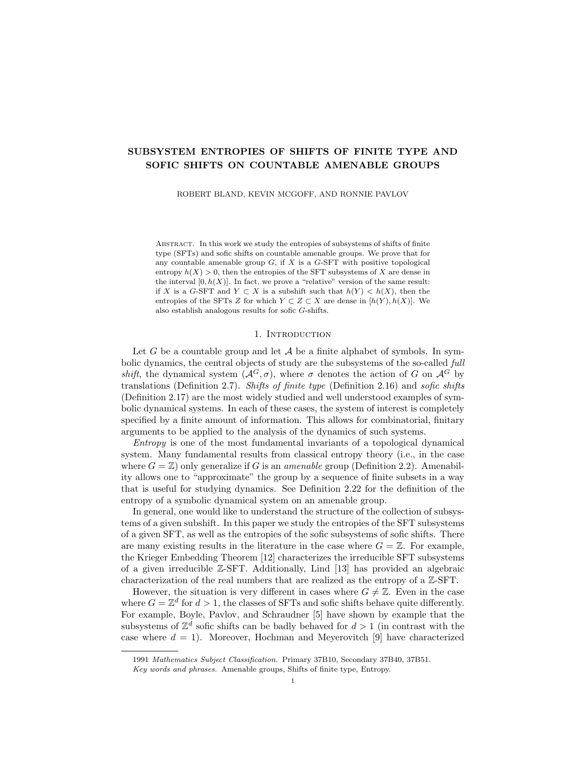# SUBSYSTEM ENTROPIES OF SHIFTS OF FINITE TYPE AND SOFIC SHIFTS ON COUNTABLE AMENABLE GROUPS

ROBERT BLAND, KEVIN MCGOFF, AND RONNIE PAVLOV

Abstract. In this work we study the entropies of subsystems of shifts of finite type (SFTs) and sofic shifts on countable amenable groups. We prove that for any countable amenable group $G$, if $X$ is a $G$-SFT with positive topological entropy $h(X) > 0$, then the entropies of the SFT subsystems of $X$ are dense in the interval $[0, h(X)]$. In fact, we prove a "relative" version of the same result: if $X$ is a $G$-SFT and $Y \subset X$ is a subshift such that $h(Y) < h(X)$, then the entropies of the SFTs $Z$ for which $Y \subset Z \subset X$ are dense in $[h(Y), h(X)]$. We also establish analogous results for sofic $G$-shifts.

## 1. Introduction

Let $G$ be a countable group and let $\mathcal{A}$ be a finite alphabet of symbols. In symbolic dynamics, the central objects of study are the subsystems of the so-called *full shift*, the dynamical system $(\mathcal{A}^G, \sigma)$, where $\sigma$ denotes the action of $G$ on $\mathcal{A}^G$ by translations (Definition 2.7). *Shifts of finite type* (Definition 2.16) and *sofic shifts* (Definition 2.17) are the most widely studied and well understood examples of symbolic dynamical systems. In each of these cases, the system of interest is completely specified by a finite amount of information. This allows for combinatorial, finitary arguments to be applied to the analysis of the dynamics of such systems.

*Entropy* is one of the most fundamental invariants of a topological dynamical system. Many fundamental results from classical entropy theory (i.e., in the case where $G = \mathbb{Z}$) only generalize if $G$ is an *amenable* group (Definition 2.2). Amenability allows one to "approximate" the group by a sequence of finite subsets in a way that is useful for studying dynamics. See Definition 2.22 for the definition of the entropy of a symbolic dynamical system on an amenable group.

In general, one would like to understand the structure of the collection of subsystems of a given subshift. In this paper we study the entropies of the SFT subsystems of a given SFT, as well as the entropies of the sofic subsystems of sofic shifts. There are many existing results in the literature in the case where $G = \mathbb{Z}$. For example, the Krieger Embedding Theorem [12] characterizes the irreducible SFT subsystems of a given irreducible $\mathbb{Z}$-SFT. Additionally, Lind [13] has provided an algebraic characterization of the real numbers that are realized as the entropy of a $\mathbb{Z}$-SFT.

However, the situation is very different in cases where $G \neq \mathbb{Z}$. Even in the case where $G = \mathbb{Z}^d$ for $d > 1$, the classes of SFTs and sofic shifts behave quite differently. For example, Boyle, Pavlov, and Schraudner [5] have shown by example that the subsystems of $\mathbb{Z}^d$ sofic shifts can be badly behaved for $d > 1$ (in contrast with the case where $d = 1$). Moreover, Hochman and Meyerovitch [9] have characterized

---

1991 *Mathematics Subject Classification.* Primary 37B10, Secondary 37B40, 37B51.

*Key words and phrases.* Amenable groups, Shifts of finite type, Entropy.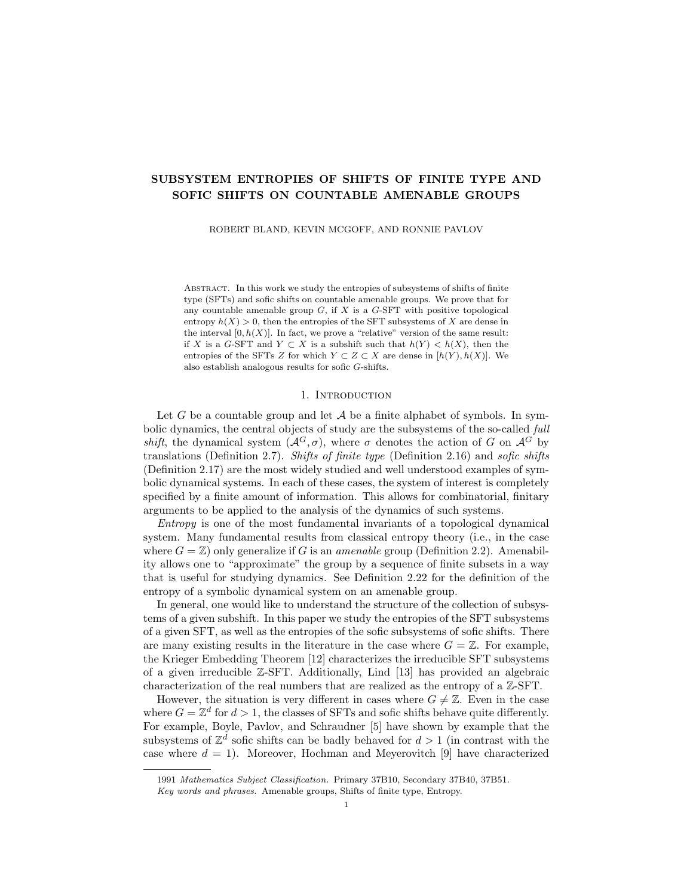# SUBSYSTEM ENTROPIES OF SHIFTS OF FINITE TYPE AND SOFIC SHIFTS ON COUNTABLE AMENABLE GROUPS

ROBERT BLAND, KEVIN MCGOFF, AND RONNIE PAVLOV

Abstract. In this work we study the entropies of subsystems of shifts of finite type (SFTs) and sofic shifts on countable amenable groups. We prove that for any countable amenable group $G$, if $X$ is a $G$-SFT with positive topological entropy $h(X) > 0$, then the entropies of the SFT subsystems of $X$ are dense in the interval $[0, h(X)]$. In fact, we prove a "relative" version of the same result: if $X$ is a $G$-SFT and $Y \subset X$ is a subshift such that $h(Y) < h(X)$, then the entropies of the SFTs $Z$ for which $Y \subset Z \subset X$ are dense in $[h(Y), h(X)]$. We also establish analogous results for sofic $G$-shifts.

## 1. Introduction

Let $G$ be a countable group and let $\mathcal{A}$ be a finite alphabet of symbols. In symbolic dynamics, the central objects of study are the subsystems of the so-called *full shift*, the dynamical system $(\mathcal{A}^G, \sigma)$, where $\sigma$ denotes the action of $G$ on $\mathcal{A}^G$ by translations (Definition 2.7). *Shifts of finite type* (Definition 2.16) and *sofic shifts* (Definition 2.17) are the most widely studied and well understood examples of symbolic dynamical systems. In each of these cases, the system of interest is completely specified by a finite amount of information. This allows for combinatorial, finitary arguments to be applied to the analysis of the dynamics of such systems.

*Entropy* is one of the most fundamental invariants of a topological dynamical system. Many fundamental results from classical entropy theory (i.e., in the case where $G = \mathbb{Z}$) only generalize if $G$ is an *amenable* group (Definition 2.2). Amenability allows one to "approximate" the group by a sequence of finite subsets in a way that is useful for studying dynamics. See Definition 2.22 for the definition of the entropy of a symbolic dynamical system on an amenable group.

In general, one would like to understand the structure of the collection of subsystems of a given subshift. In this paper we study the entropies of the SFT subsystems of a given SFT, as well as the entropies of the sofic subsystems of sofic shifts. There are many existing results in the literature in the case where $G = \mathbb{Z}$. For example, the Krieger Embedding Theorem [12] characterizes the irreducible SFT subsystems of a given irreducible $\mathbb{Z}$-SFT. Additionally, Lind [13] has provided an algebraic characterization of the real numbers that are realized as the entropy of a $\mathbb{Z}$-SFT.

However, the situation is very different in cases where $G \neq \mathbb{Z}$. Even in the case where $G = \mathbb{Z}^d$ for $d > 1$, the classes of SFTs and sofic shifts behave quite differently. For example, Boyle, Pavlov, and Schraudner [5] have shown by example that the subsystems of $\mathbb{Z}^d$ sofic shifts can be badly behaved for $d > 1$ (in contrast with the case where $d = 1$). Moreover, Hochman and Meyerovitch [9] have characterized

1991 *Mathematics Subject Classification.* Primary 37B10, Secondary 37B40, 37B51.

*Key words and phrases.* Amenable groups, Shifts of finite type, Entropy.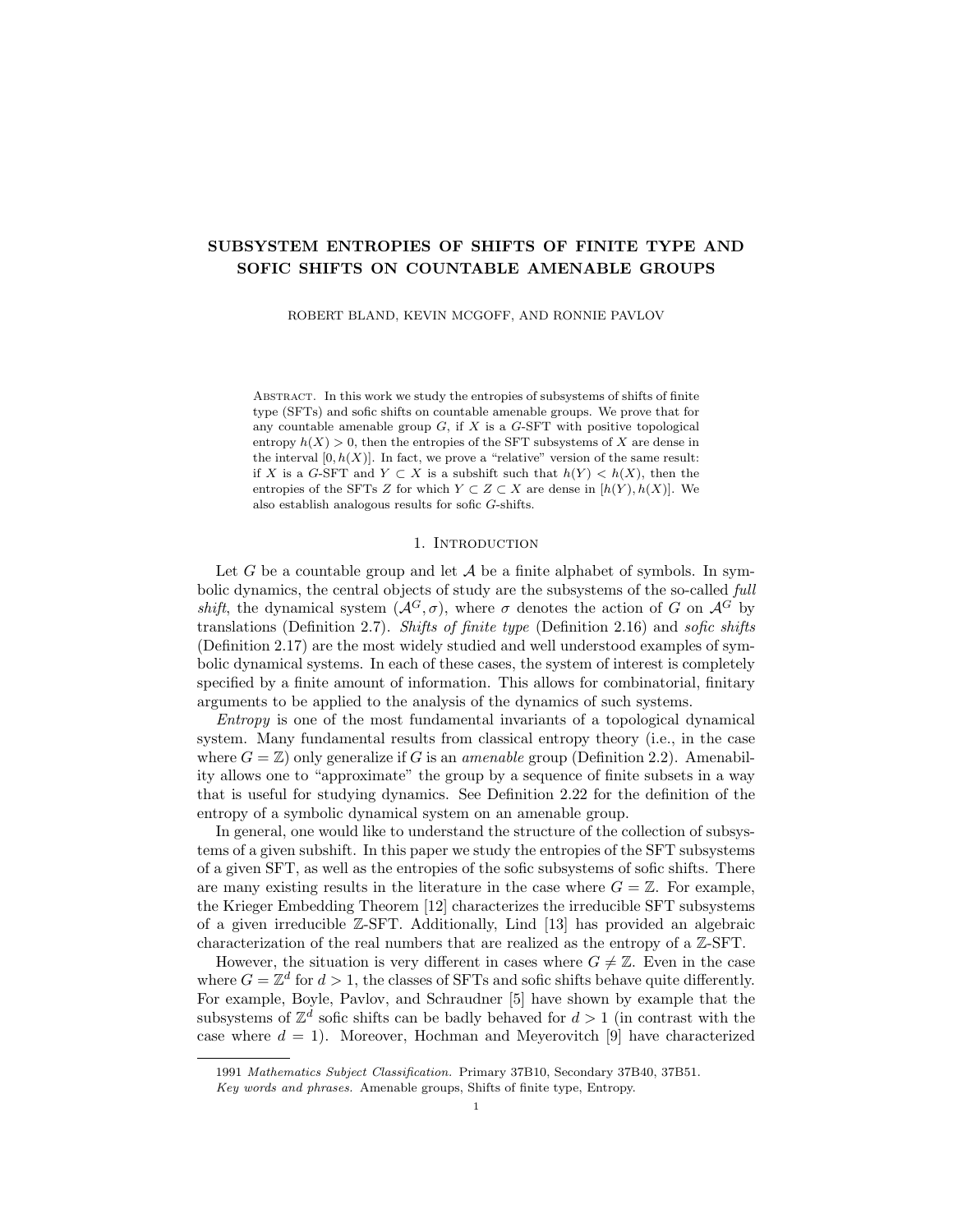# SUBSYSTEM ENTROPIES OF SHIFTS OF FINITE TYPE AND SOFIC SHIFTS ON COUNTABLE AMENABLE GROUPS

ROBERT BLAND, KEVIN MCGOFF, AND RONNIE PAVLOV

Abstract. In this work we study the entropies of subsystems of shifts of finite type (SFTs) and sofic shifts on countable amenable groups. We prove that for any countable amenable group $G$, if $X$ is a $G$-SFT with positive topological entropy $h(X) > 0$, then the entropies of the SFT subsystems of $X$ are dense in the interval $[0, h(X)]$. In fact, we prove a "relative" version of the same result: if $X$ is a $G$-SFT and $Y \subset X$ is a subshift such that $h(Y) < h(X)$, then the entropies of the SFTs $Z$ for which $Y \subset Z \subset X$ are dense in $[h(Y), h(X)]$. We also establish analogous results for sofic $G$-shifts.

## 1. Introduction

Let $G$ be a countable group and let $\mathcal{A}$ be a finite alphabet of symbols. In symbolic dynamics, the central objects of study are the subsystems of the so-called *full shift*, the dynamical system $(\mathcal{A}^G, \sigma)$, where $\sigma$ denotes the action of $G$ on $\mathcal{A}^G$ by translations (Definition 2.7). *Shifts of finite type* (Definition 2.16) and *sofic shifts* (Definition 2.17) are the most widely studied and well understood examples of symbolic dynamical systems. In each of these cases, the system of interest is completely specified by a finite amount of information. This allows for combinatorial, finitary arguments to be applied to the analysis of the dynamics of such systems.

*Entropy* is one of the most fundamental invariants of a topological dynamical system. Many fundamental results from classical entropy theory (i.e., in the case where $G = \mathbb{Z}$) only generalize if $G$ is an *amenable* group (Definition 2.2). Amenability allows one to "approximate" the group by a sequence of finite subsets in a way that is useful for studying dynamics. See Definition 2.22 for the definition of the entropy of a symbolic dynamical system on an amenable group.

In general, one would like to understand the structure of the collection of subsystems of a given subshift. In this paper we study the entropies of the SFT subsystems of a given SFT, as well as the entropies of the sofic subsystems of sofic shifts. There are many existing results in the literature in the case where $G = \mathbb{Z}$. For example, the Krieger Embedding Theorem [12] characterizes the irreducible SFT subsystems of a given irreducible $\mathbb{Z}$-SFT. Additionally, Lind [13] has provided an algebraic characterization of the real numbers that are realized as the entropy of a $\mathbb{Z}$-SFT.

However, the situation is very different in cases where $G \neq \mathbb{Z}$. Even in the case where $G = \mathbb{Z}^d$ for $d > 1$, the classes of SFTs and sofic shifts behave quite differently. For example, Boyle, Pavlov, and Schraudner [5] have shown by example that the subsystems of $\mathbb{Z}^d$ sofic shifts can be badly behaved for $d > 1$ (in contrast with the case where $d = 1$). Moreover, Hochman and Meyerovitch [9] have characterized

1991 *Mathematics Subject Classification.* Primary 37B10, Secondary 37B40, 37B51.

*Key words and phrases.* Amenable groups, Shifts of finite type, Entropy.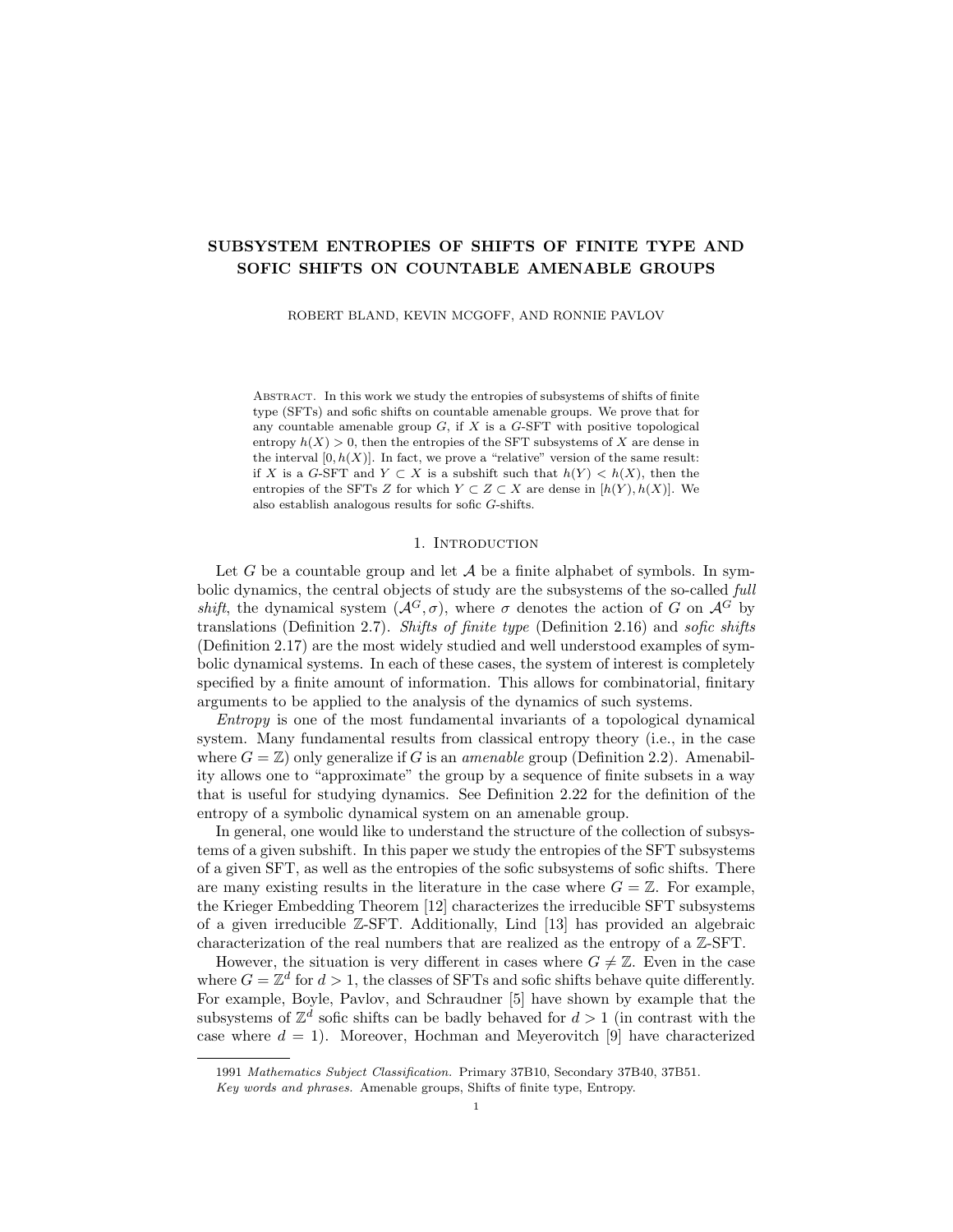# SUBSYSTEM ENTROPIES OF SHIFTS OF FINITE TYPE AND SOFIC SHIFTS ON COUNTABLE AMENABLE GROUPS

ROBERT BLAND, KEVIN MCGOFF, AND RONNIE PAVLOV

Abstract. In this work we study the entropies of subsystems of shifts of finite type (SFTs) and sofic shifts on countable amenable groups. We prove that for any countable amenable group $G$, if $X$ is a $G$-SFT with positive topological entropy $h(X) > 0$, then the entropies of the SFT subsystems of $X$ are dense in the interval $[0, h(X)]$. In fact, we prove a "relative" version of the same result: if $X$ is a $G$-SFT and $Y \subset X$ is a subshift such that $h(Y) < h(X)$, then the entropies of the SFTs $Z$ for which $Y \subset Z \subset X$ are dense in $[h(Y), h(X)]$. We also establish analogous results for sofic $G$-shifts.

## 1. Introduction

Let $G$ be a countable group and let $\mathcal{A}$ be a finite alphabet of symbols. In symbolic dynamics, the central objects of study are the subsystems of the so-called *full shift*, the dynamical system $(\mathcal{A}^G, \sigma)$, where $\sigma$ denotes the action of $G$ on $\mathcal{A}^G$ by translations (Definition 2.7). *Shifts of finite type* (Definition 2.16) and *sofic shifts* (Definition 2.17) are the most widely studied and well understood examples of symbolic dynamical systems. In each of these cases, the system of interest is completely specified by a finite amount of information. This allows for combinatorial, finitary arguments to be applied to the analysis of the dynamics of such systems.

*Entropy* is one of the most fundamental invariants of a topological dynamical system. Many fundamental results from classical entropy theory (i.e., in the case where $G = \mathbb{Z}$) only generalize if $G$ is an *amenable* group (Definition 2.2). Amenability allows one to "approximate" the group by a sequence of finite subsets in a way that is useful for studying dynamics. See Definition 2.22 for the definition of the entropy of a symbolic dynamical system on an amenable group.

In general, one would like to understand the structure of the collection of subsystems of a given subshift. In this paper we study the entropies of the SFT subsystems of a given SFT, as well as the entropies of the sofic subsystems of sofic shifts. There are many existing results in the literature in the case where $G = \mathbb{Z}$. For example, the Krieger Embedding Theorem [12] characterizes the irreducible SFT subsystems of a given irreducible $\mathbb{Z}$-SFT. Additionally, Lind [13] has provided an algebraic characterization of the real numbers that are realized as the entropy of a $\mathbb{Z}$-SFT.

However, the situation is very different in cases where $G \neq \mathbb{Z}$. Even in the case where $G = \mathbb{Z}^d$ for $d > 1$, the classes of SFTs and sofic shifts behave quite differently. For example, Boyle, Pavlov, and Schraudner [5] have shown by example that the subsystems of $\mathbb{Z}^d$ sofic shifts can be badly behaved for $d > 1$ (in contrast with the case where $d = 1$). Moreover, Hochman and Meyerovitch [9] have characterized

---

1991 *Mathematics Subject Classification.* Primary 37B10, Secondary 37B40, 37B51.

*Key words and phrases.* Amenable groups, Shifts of finite type, Entropy.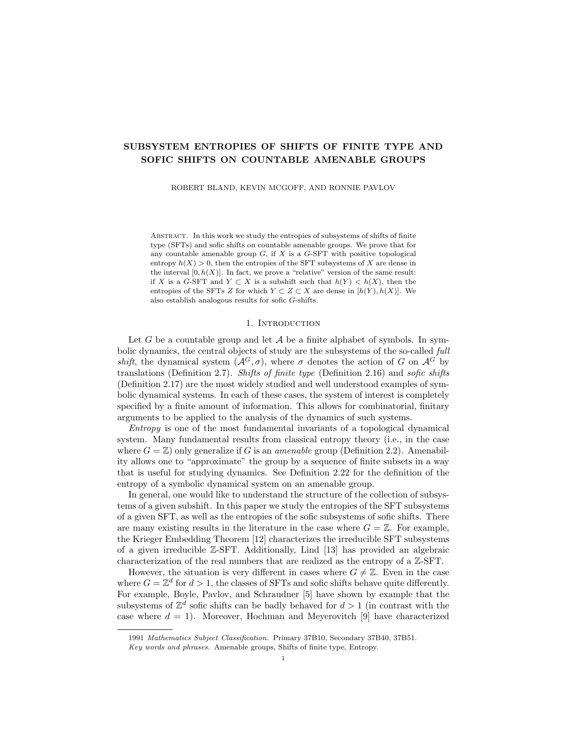# SUBSYSTEM ENTROPIES OF SHIFTS OF FINITE TYPE AND SOFIC SHIFTS ON COUNTABLE AMENABLE GROUPS

ROBERT BLAND, KEVIN MCGOFF, AND RONNIE PAVLOV

Abstract. In this work we study the entropies of subsystems of shifts of finite type (SFTs) and sofic shifts on countable amenable groups. We prove that for any countable amenable group $G$, if $X$ is a $G$-SFT with positive topological entropy $h(X) > 0$, then the entropies of the SFT subsystems of $X$ are dense in the interval $[0, h(X)]$. In fact, we prove a "relative" version of the same result: if $X$ is a $G$-SFT and $Y \subset X$ is a subshift such that $h(Y) < h(X)$, then the entropies of the SFTs $Z$ for which $Y \subset Z \subset X$ are dense in $[h(Y), h(X)]$. We also establish analogous results for sofic $G$-shifts.

## 1. Introduction

Let $G$ be a countable group and let $\mathcal{A}$ be a finite alphabet of symbols. In symbolic dynamics, the central objects of study are the subsystems of the so-called *full shift*, the dynamical system $(\mathcal{A}^G, \sigma)$, where $\sigma$ denotes the action of $G$ on $\mathcal{A}^G$ by translations (Definition 2.7). *Shifts of finite type* (Definition 2.16) and *sofic shifts* (Definition 2.17) are the most widely studied and well understood examples of symbolic dynamical systems. In each of these cases, the system of interest is completely specified by a finite amount of information. This allows for combinatorial, finitary arguments to be applied to the analysis of the dynamics of such systems.

*Entropy* is one of the most fundamental invariants of a topological dynamical system. Many fundamental results from classical entropy theory (i.e., in the case where $G = \mathbb{Z}$) only generalize if $G$ is an *amenable* group (Definition 2.2). Amenability allows one to "approximate" the group by a sequence of finite subsets in a way that is useful for studying dynamics. See Definition 2.22 for the definition of the entropy of a symbolic dynamical system on an amenable group.

In general, one would like to understand the structure of the collection of subsystems of a given subshift. In this paper we study the entropies of the SFT subsystems of a given SFT, as well as the entropies of the sofic subsystems of sofic shifts. There are many existing results in the literature in the case where $G = \mathbb{Z}$. For example, the Krieger Embedding Theorem [12] characterizes the irreducible SFT subsystems of a given irreducible $\mathbb{Z}$-SFT. Additionally, Lind [13] has provided an algebraic characterization of the real numbers that are realized as the entropy of a $\mathbb{Z}$-SFT.

However, the situation is very different in cases where $G \neq \mathbb{Z}$. Even in the case where $G = \mathbb{Z}^d$ for $d > 1$, the classes of SFTs and sofic shifts behave quite differently. For example, Boyle, Pavlov, and Schraudner [5] have shown by example that the subsystems of $\mathbb{Z}^d$ sofic shifts can be badly behaved for $d > 1$ (in contrast with the case where $d = 1$). Moreover, Hochman and Meyerovitch [9] have characterized

1991 *Mathematics Subject Classification.* Primary 37B10, Secondary 37B40, 37B51.

*Key words and phrases.* Amenable groups, Shifts of finite type, Entropy.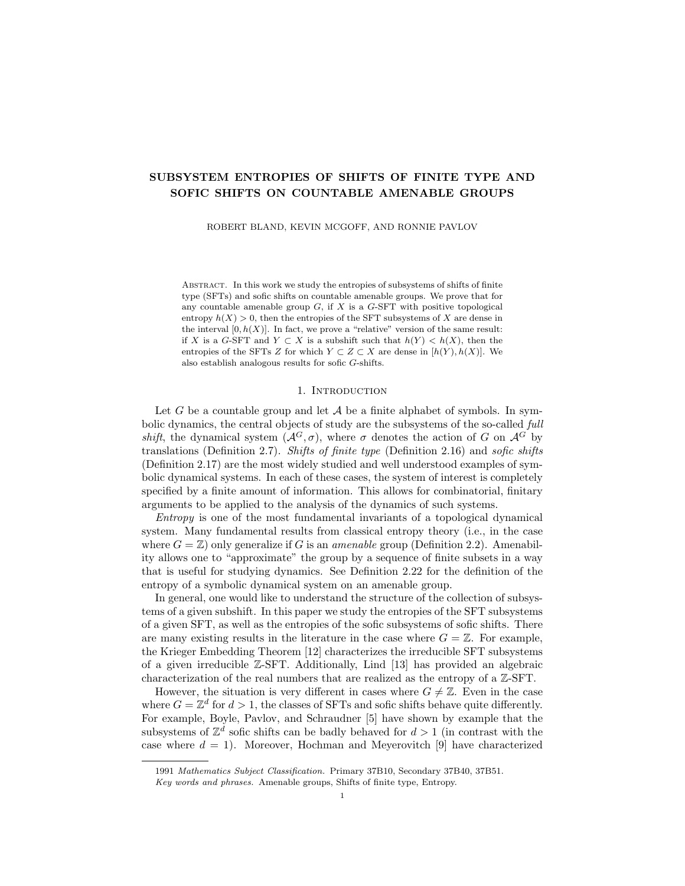# SUBSYSTEM ENTROPIES OF SHIFTS OF FINITE TYPE AND SOFIC SHIFTS ON COUNTABLE AMENABLE GROUPS

ROBERT BLAND, KEVIN MCGOFF, AND RONNIE PAVLOV

Abstract. In this work we study the entropies of subsystems of shifts of finite type (SFTs) and sofic shifts on countable amenable groups. We prove that for any countable amenable group $G$, if $X$ is a $G$-SFT with positive topological entropy $h(X) > 0$, then the entropies of the SFT subsystems of $X$ are dense in the interval $[0, h(X)]$. In fact, we prove a "relative" version of the same result: if $X$ is a $G$-SFT and $Y \subset X$ is a subshift such that $h(Y) < h(X)$, then the entropies of the SFTs $Z$ for which $Y \subset Z \subset X$ are dense in $[h(Y), h(X)]$. We also establish analogous results for sofic $G$-shifts.

## 1. Introduction

Let $G$ be a countable group and let $\mathcal{A}$ be a finite alphabet of symbols. In symbolic dynamics, the central objects of study are the subsystems of the so-called *full shift*, the dynamical system $(\mathcal{A}^G, \sigma)$, where $\sigma$ denotes the action of $G$ on $\mathcal{A}^G$ by translations (Definition 2.7). *Shifts of finite type* (Definition 2.16) and *sofic shifts* (Definition 2.17) are the most widely studied and well understood examples of symbolic dynamical systems. In each of these cases, the system of interest is completely specified by a finite amount of information. This allows for combinatorial, finitary arguments to be applied to the analysis of the dynamics of such systems.

*Entropy* is one of the most fundamental invariants of a topological dynamical system. Many fundamental results from classical entropy theory (i.e., in the case where $G = \mathbb{Z}$) only generalize if $G$ is an *amenable* group (Definition 2.2). Amenability allows one to "approximate" the group by a sequence of finite subsets in a way that is useful for studying dynamics. See Definition 2.22 for the definition of the entropy of a symbolic dynamical system on an amenable group.

In general, one would like to understand the structure of the collection of subsystems of a given subshift. In this paper we study the entropies of the SFT subsystems of a given SFT, as well as the entropies of the sofic subsystems of sofic shifts. There are many existing results in the literature in the case where $G = \mathbb{Z}$. For example, the Krieger Embedding Theorem [12] characterizes the irreducible SFT subsystems of a given irreducible $\mathbb{Z}$-SFT. Additionally, Lind [13] has provided an algebraic characterization of the real numbers that are realized as the entropy of a $\mathbb{Z}$-SFT.

However, the situation is very different in cases where $G \neq \mathbb{Z}$. Even in the case where $G = \mathbb{Z}^d$ for $d > 1$, the classes of SFTs and sofic shifts behave quite differently. For example, Boyle, Pavlov, and Schraudner [5] have shown by example that the subsystems of $\mathbb{Z}^d$ sofic shifts can be badly behaved for $d > 1$ (in contrast with the case where $d = 1$). Moreover, Hochman and Meyerovitch [9] have characterized

1991 *Mathematics Subject Classification.* Primary 37B10, Secondary 37B40, 37B51.

*Key words and phrases.* Amenable groups, Shifts of finite type, Entropy.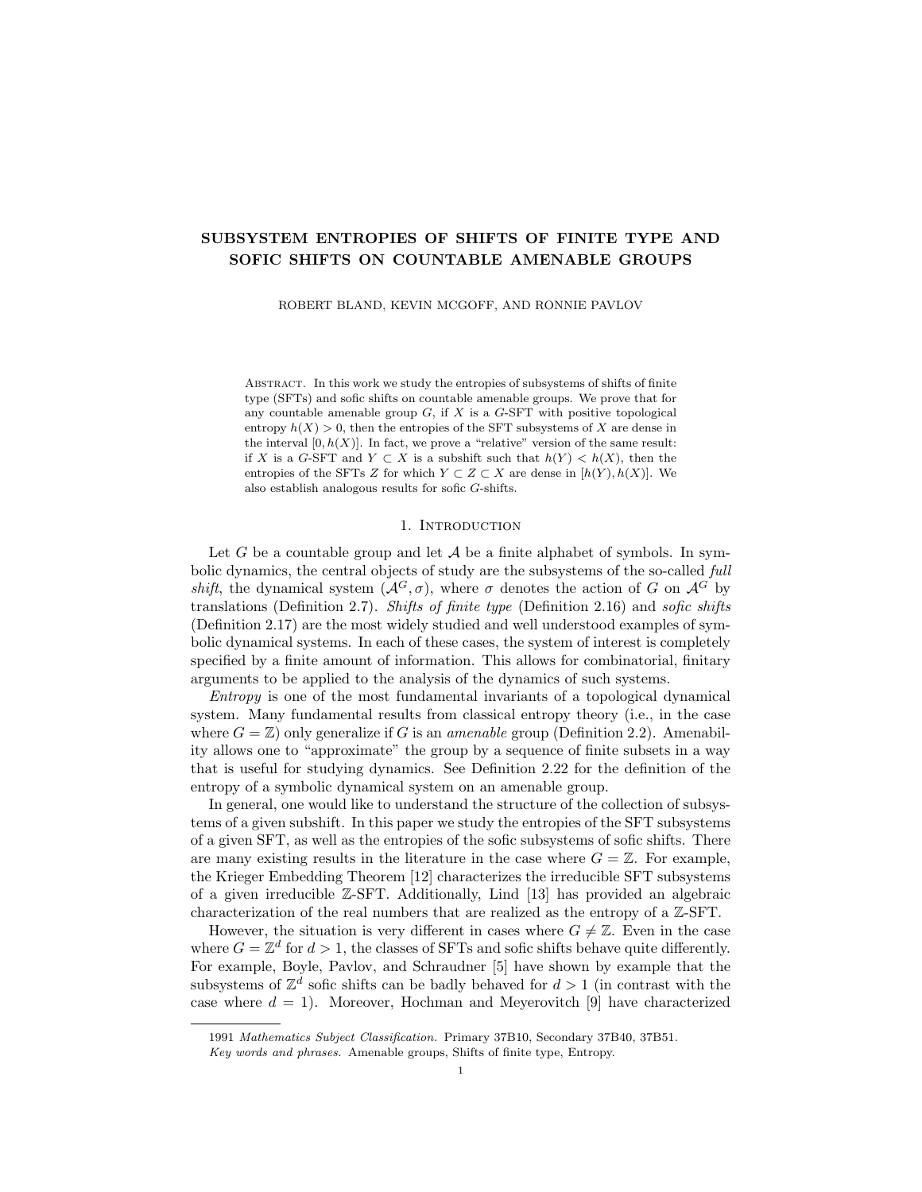# SUBSYSTEM ENTROPIES OF SHIFTS OF FINITE TYPE AND SOFIC SHIFTS ON COUNTABLE AMENABLE GROUPS

ROBERT BLAND, KEVIN MCGOFF, AND RONNIE PAVLOV

Abstract. In this work we study the entropies of subsystems of shifts of finite type (SFTs) and sofic shifts on countable amenable groups. We prove that for any countable amenable group $G$, if $X$ is a $G$-SFT with positive topological entropy $h(X) > 0$, then the entropies of the SFT subsystems of $X$ are dense in the interval $[0, h(X)]$. In fact, we prove a "relative" version of the same result: if $X$ is a $G$-SFT and $Y \subset X$ is a subshift such that $h(Y) < h(X)$, then the entropies of the SFTs $Z$ for which $Y \subset Z \subset X$ are dense in $[h(Y), h(X)]$. We also establish analogous results for sofic $G$-shifts.

## 1. Introduction

Let $G$ be a countable group and let $\mathcal{A}$ be a finite alphabet of symbols. In symbolic dynamics, the central objects of study are the subsystems of the so-called *full shift*, the dynamical system $(\mathcal{A}^G, \sigma)$, where $\sigma$ denotes the action of $G$ on $\mathcal{A}^G$ by translations (Definition 2.7). *Shifts of finite type* (Definition 2.16) and *sofic shifts* (Definition 2.17) are the most widely studied and well understood examples of symbolic dynamical systems. In each of these cases, the system of interest is completely specified by a finite amount of information. This allows for combinatorial, finitary arguments to be applied to the analysis of the dynamics of such systems.

*Entropy* is one of the most fundamental invariants of a topological dynamical system. Many fundamental results from classical entropy theory (i.e., in the case where $G = \mathbb{Z}$) only generalize if $G$ is an *amenable* group (Definition 2.2). Amenability allows one to "approximate" the group by a sequence of finite subsets in a way that is useful for studying dynamics. See Definition 2.22 for the definition of the entropy of a symbolic dynamical system on an amenable group.

In general, one would like to understand the structure of the collection of subsystems of a given subshift. In this paper we study the entropies of the SFT subsystems of a given SFT, as well as the entropies of the sofic subsystems of sofic shifts. There are many existing results in the literature in the case where $G = \mathbb{Z}$. For example, the Krieger Embedding Theorem [12] characterizes the irreducible SFT subsystems of a given irreducible $\mathbb{Z}$-SFT. Additionally, Lind [13] has provided an algebraic characterization of the real numbers that are realized as the entropy of a $\mathbb{Z}$-SFT.

However, the situation is very different in cases where $G \neq \mathbb{Z}$. Even in the case where $G = \mathbb{Z}^d$ for $d > 1$, the classes of SFTs and sofic shifts behave quite differently. For example, Boyle, Pavlov, and Schraudner [5] have shown by example that the subsystems of $\mathbb{Z}^d$ sofic shifts can be badly behaved for $d > 1$ (in contrast with the case where $d = 1$). Moreover, Hochman and Meyerovitch [9] have characterized

1991 *Mathematics Subject Classification.* Primary 37B10, Secondary 37B40, 37B51.

*Key words and phrases.* Amenable groups, Shifts of finite type, Entropy.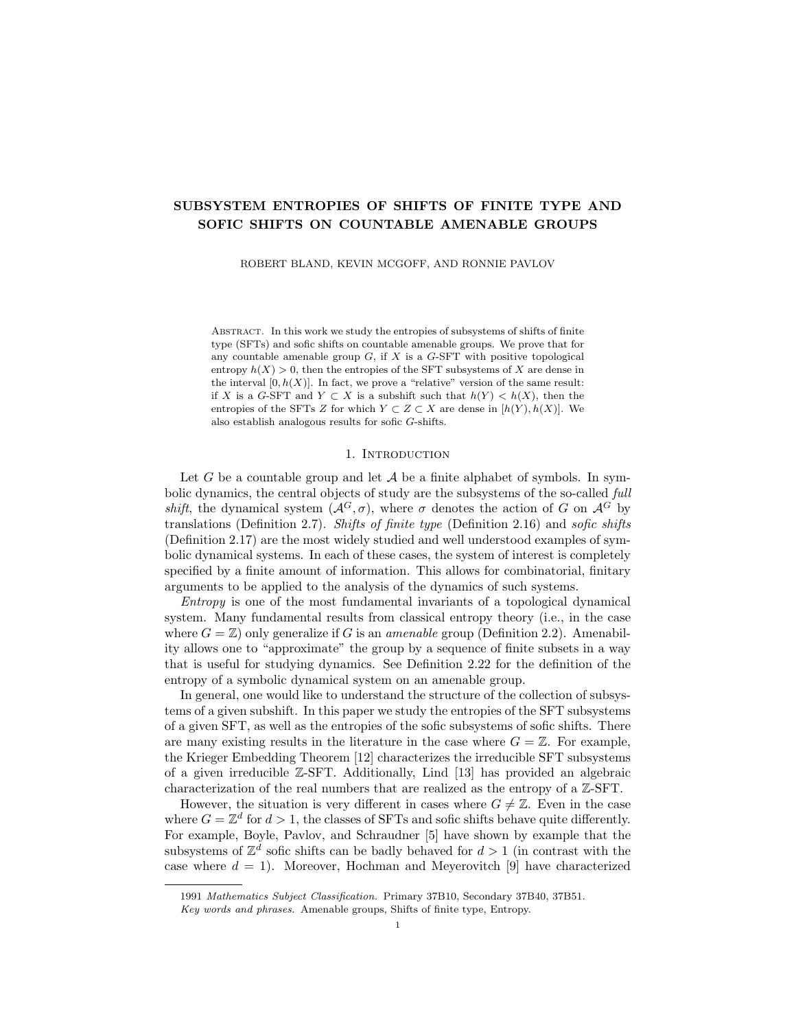# SUBSYSTEM ENTROPIES OF SHIFTS OF FINITE TYPE AND SOFIC SHIFTS ON COUNTABLE AMENABLE GROUPS

ROBERT BLAND, KEVIN MCGOFF, AND RONNIE PAVLOV

Abstract. In this work we study the entropies of subsystems of shifts of finite type (SFTs) and sofic shifts on countable amenable groups. We prove that for any countable amenable group $G$, if $X$ is a $G$-SFT with positive topological entropy $h(X) > 0$, then the entropies of the SFT subsystems of $X$ are dense in the interval $[0, h(X)]$. In fact, we prove a "relative" version of the same result: if $X$ is a $G$-SFT and $Y \subset X$ is a subshift such that $h(Y) < h(X)$, then the entropies of the SFTs $Z$ for which $Y \subset Z \subset X$ are dense in $[h(Y), h(X)]$. We also establish analogous results for sofic $G$-shifts.

## 1. Introduction

Let $G$ be a countable group and let $\mathcal{A}$ be a finite alphabet of symbols. In symbolic dynamics, the central objects of study are the subsystems of the so-called *full shift*, the dynamical system $(\mathcal{A}^G, \sigma)$, where $\sigma$ denotes the action of $G$ on $\mathcal{A}^G$ by translations (Definition 2.7). *Shifts of finite type* (Definition 2.16) and *sofic shifts* (Definition 2.17) are the most widely studied and well understood examples of symbolic dynamical systems. In each of these cases, the system of interest is completely specified by a finite amount of information. This allows for combinatorial, finitary arguments to be applied to the analysis of the dynamics of such systems.

*Entropy* is one of the most fundamental invariants of a topological dynamical system. Many fundamental results from classical entropy theory (i.e., in the case where $G = \mathbb{Z}$) only generalize if $G$ is an *amenable* group (Definition 2.2). Amenability allows one to "approximate" the group by a sequence of finite subsets in a way that is useful for studying dynamics. See Definition 2.22 for the definition of the entropy of a symbolic dynamical system on an amenable group.

In general, one would like to understand the structure of the collection of subsystems of a given subshift. In this paper we study the entropies of the SFT subsystems of a given SFT, as well as the entropies of the sofic subsystems of sofic shifts. There are many existing results in the literature in the case where $G = \mathbb{Z}$. For example, the Krieger Embedding Theorem [12] characterizes the irreducible SFT subsystems of a given irreducible $\mathbb{Z}$-SFT. Additionally, Lind [13] has provided an algebraic characterization of the real numbers that are realized as the entropy of a $\mathbb{Z}$-SFT.

However, the situation is very different in cases where $G \neq \mathbb{Z}$. Even in the case where $G = \mathbb{Z}^d$ for $d > 1$, the classes of SFTs and sofic shifts behave quite differently. For example, Boyle, Pavlov, and Schraudner [5] have shown by example that the subsystems of $\mathbb{Z}^d$ sofic shifts can be badly behaved for $d > 1$ (in contrast with the case where $d = 1$). Moreover, Hochman and Meyerovitch [9] have characterized

---

1991 *Mathematics Subject Classification.* Primary 37B10, Secondary 37B40, 37B51.

*Key words and phrases.* Amenable groups, Shifts of finite type, Entropy.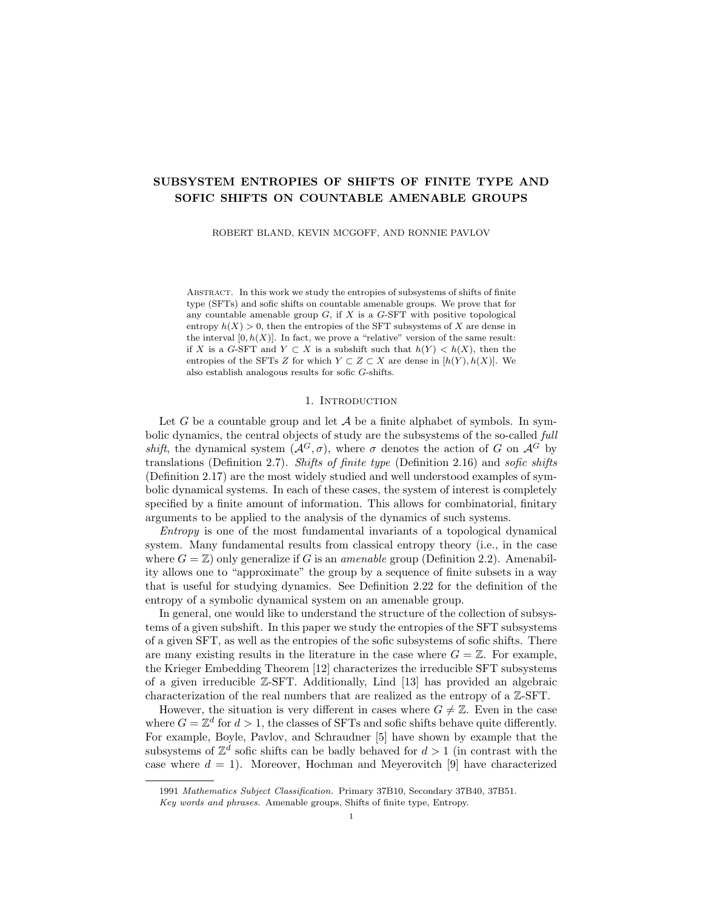# SUBSYSTEM ENTROPIES OF SHIFTS OF FINITE TYPE AND SOFIC SHIFTS ON COUNTABLE AMENABLE GROUPS

ROBERT BLAND, KEVIN MCGOFF, AND RONNIE PAVLOV

Abstract. In this work we study the entropies of subsystems of shifts of finite type (SFTs) and sofic shifts on countable amenable groups. We prove that for any countable amenable group $G$, if $X$ is a $G$-SFT with positive topological entropy $h(X) > 0$, then the entropies of the SFT subsystems of $X$ are dense in the interval $[0, h(X)]$. In fact, we prove a "relative" version of the same result: if $X$ is a $G$-SFT and $Y \subset X$ is a subshift such that $h(Y) < h(X)$, then the entropies of the SFTs $Z$ for which $Y \subset Z \subset X$ are dense in $[h(Y), h(X)]$. We also establish analogous results for sofic $G$-shifts.

## 1. Introduction

Let $G$ be a countable group and let $\mathcal{A}$ be a finite alphabet of symbols. In symbolic dynamics, the central objects of study are the subsystems of the so-called *full shift*, the dynamical system $(\mathcal{A}^G, \sigma)$, where $\sigma$ denotes the action of $G$ on $\mathcal{A}^G$ by translations (Definition 2.7). *Shifts of finite type* (Definition 2.16) and *sofic shifts* (Definition 2.17) are the most widely studied and well understood examples of symbolic dynamical systems. In each of these cases, the system of interest is completely specified by a finite amount of information. This allows for combinatorial, finitary arguments to be applied to the analysis of the dynamics of such systems.

*Entropy* is one of the most fundamental invariants of a topological dynamical system. Many fundamental results from classical entropy theory (i.e., in the case where $G = \mathbb{Z}$) only generalize if $G$ is an *amenable* group (Definition 2.2). Amenability allows one to "approximate" the group by a sequence of finite subsets in a way that is useful for studying dynamics. See Definition 2.22 for the definition of the entropy of a symbolic dynamical system on an amenable group.

In general, one would like to understand the structure of the collection of subsystems of a given subshift. In this paper we study the entropies of the SFT subsystems of a given SFT, as well as the entropies of the sofic subsystems of sofic shifts. There are many existing results in the literature in the case where $G = \mathbb{Z}$. For example, the Krieger Embedding Theorem [12] characterizes the irreducible SFT subsystems of a given irreducible $\mathbb{Z}$-SFT. Additionally, Lind [13] has provided an algebraic characterization of the real numbers that are realized as the entropy of a $\mathbb{Z}$-SFT.

However, the situation is very different in cases where $G \neq \mathbb{Z}$. Even in the case where $G = \mathbb{Z}^d$ for $d > 1$, the classes of SFTs and sofic shifts behave quite differently. For example, Boyle, Pavlov, and Schraudner [5] have shown by example that the subsystems of $\mathbb{Z}^d$ sofic shifts can be badly behaved for $d > 1$ (in contrast with the case where $d = 1$). Moreover, Hochman and Meyerovitch [9] have characterized

1991 *Mathematics Subject Classification.* Primary 37B10, Secondary 37B40, 37B51.

*Key words and phrases.* Amenable groups, Shifts of finite type, Entropy.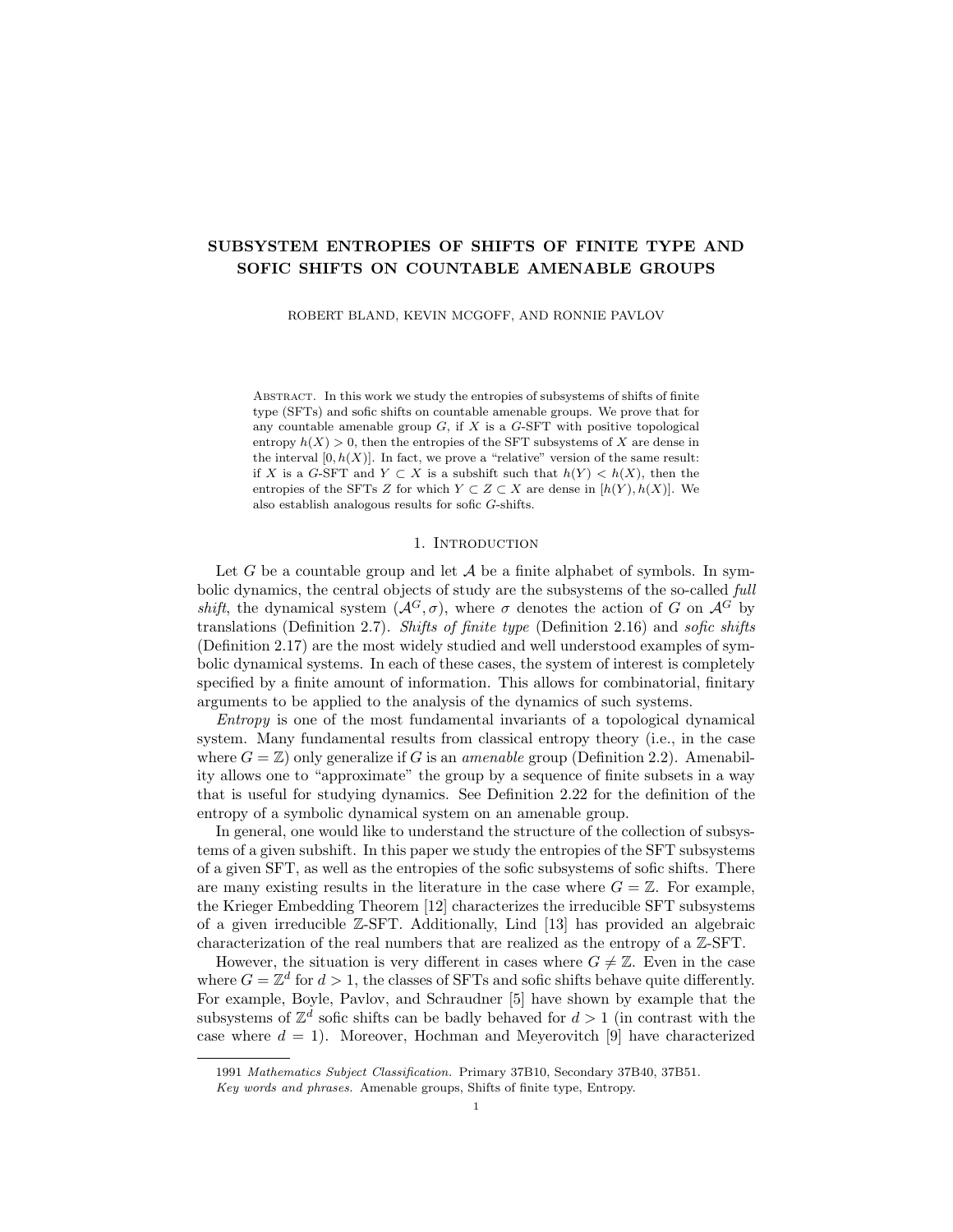# SUBSYSTEM ENTROPIES OF SHIFTS OF FINITE TYPE AND SOFIC SHIFTS ON COUNTABLE AMENABLE GROUPS

ROBERT BLAND, KEVIN MCGOFF, AND RONNIE PAVLOV

Abstract. In this work we study the entropies of subsystems of shifts of finite type (SFTs) and sofic shifts on countable amenable groups. We prove that for any countable amenable group $G$, if $X$ is a $G$-SFT with positive topological entropy $h(X) > 0$, then the entropies of the SFT subsystems of $X$ are dense in the interval $[0, h(X)]$. In fact, we prove a "relative" version of the same result: if $X$ is a $G$-SFT and $Y \subset X$ is a subshift such that $h(Y) < h(X)$, then the entropies of the SFTs $Z$ for which $Y \subset Z \subset X$ are dense in $[h(Y), h(X)]$. We also establish analogous results for sofic $G$-shifts.

## 1. Introduction

Let $G$ be a countable group and let $\mathcal{A}$ be a finite alphabet of symbols. In symbolic dynamics, the central objects of study are the subsystems of the so-called *full shift*, the dynamical system $(\mathcal{A}^G, \sigma)$, where $\sigma$ denotes the action of $G$ on $\mathcal{A}^G$ by translations (Definition 2.7). *Shifts of finite type* (Definition 2.16) and *sofic shifts* (Definition 2.17) are the most widely studied and well understood examples of symbolic dynamical systems. In each of these cases, the system of interest is completely specified by a finite amount of information. This allows for combinatorial, finitary arguments to be applied to the analysis of the dynamics of such systems.

*Entropy* is one of the most fundamental invariants of a topological dynamical system. Many fundamental results from classical entropy theory (i.e., in the case where $G = \mathbb{Z}$) only generalize if $G$ is an *amenable* group (Definition 2.2). Amenability allows one to "approximate" the group by a sequence of finite subsets in a way that is useful for studying dynamics. See Definition 2.22 for the definition of the entropy of a symbolic dynamical system on an amenable group.

In general, one would like to understand the structure of the collection of subsystems of a given subshift. In this paper we study the entropies of the SFT subsystems of a given SFT, as well as the entropies of the sofic subsystems of sofic shifts. There are many existing results in the literature in the case where $G = \mathbb{Z}$. For example, the Krieger Embedding Theorem [12] characterizes the irreducible SFT subsystems of a given irreducible $\mathbb{Z}$-SFT. Additionally, Lind [13] has provided an algebraic characterization of the real numbers that are realized as the entropy of a $\mathbb{Z}$-SFT.

However, the situation is very different in cases where $G \neq \mathbb{Z}$. Even in the case where $G = \mathbb{Z}^d$ for $d > 1$, the classes of SFTs and sofic shifts behave quite differently. For example, Boyle, Pavlov, and Schraudner [5] have shown by example that the subsystems of $\mathbb{Z}^d$ sofic shifts can be badly behaved for $d > 1$ (in contrast with the case where $d = 1$). Moreover, Hochman and Meyerovitch [9] have characterized

---

1991 *Mathematics Subject Classification.* Primary 37B10, Secondary 37B40, 37B51.

*Key words and phrases.* Amenable groups, Shifts of finite type, Entropy.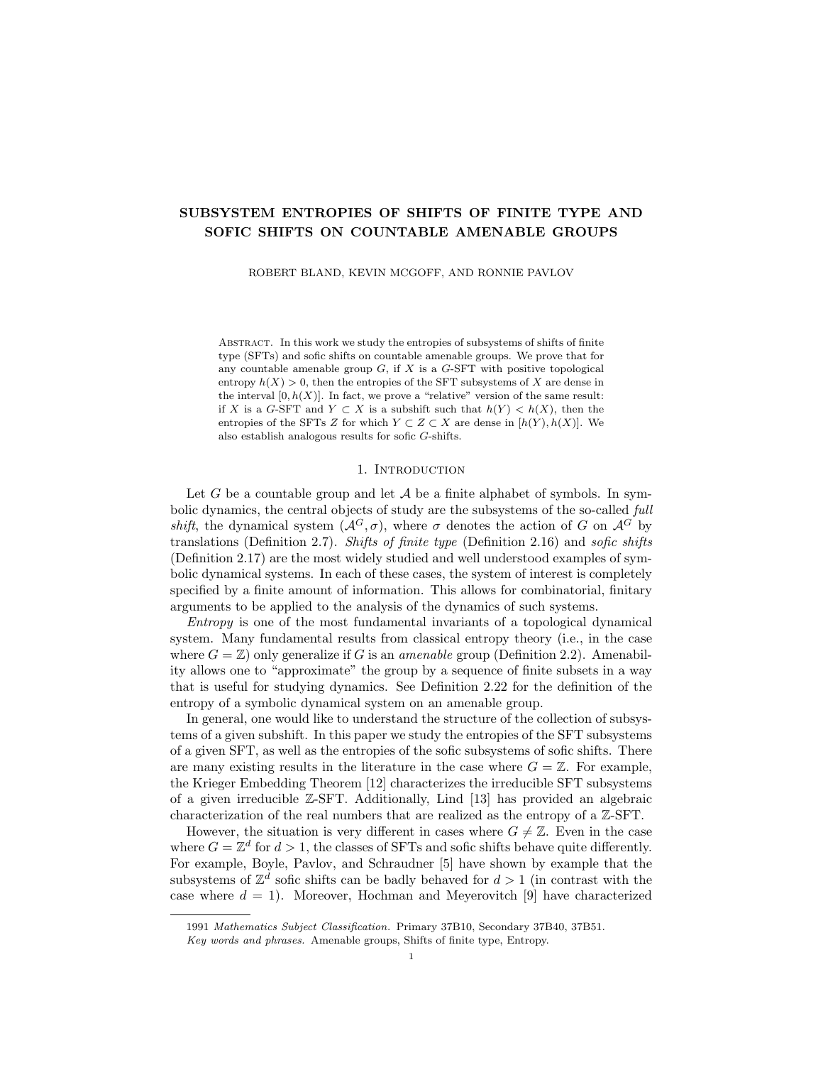# SUBSYSTEM ENTROPIES OF SHIFTS OF FINITE TYPE AND SOFIC SHIFTS ON COUNTABLE AMENABLE GROUPS

ROBERT BLAND, KEVIN MCGOFF, AND RONNIE PAVLOV

Abstract. In this work we study the entropies of subsystems of shifts of finite type (SFTs) and sofic shifts on countable amenable groups. We prove that for any countable amenable group $G$, if $X$ is a $G$-SFT with positive topological entropy $h(X) > 0$, then the entropies of the SFT subsystems of $X$ are dense in the interval $[0, h(X)]$. In fact, we prove a "relative" version of the same result: if $X$ is a $G$-SFT and $Y \subset X$ is a subshift such that $h(Y) < h(X)$, then the entropies of the SFTs $Z$ for which $Y \subset Z \subset X$ are dense in $[h(Y), h(X)]$. We also establish analogous results for sofic $G$-shifts.

## 1. Introduction

Let $G$ be a countable group and let $\mathcal{A}$ be a finite alphabet of symbols. In symbolic dynamics, the central objects of study are the subsystems of the so-called *full shift*, the dynamical system $(\mathcal{A}^G, \sigma)$, where $\sigma$ denotes the action of $G$ on $\mathcal{A}^G$ by translations (Definition 2.7). *Shifts of finite type* (Definition 2.16) and *sofic shifts* (Definition 2.17) are the most widely studied and well understood examples of symbolic dynamical systems. In each of these cases, the system of interest is completely specified by a finite amount of information. This allows for combinatorial, finitary arguments to be applied to the analysis of the dynamics of such systems.

*Entropy* is one of the most fundamental invariants of a topological dynamical system. Many fundamental results from classical entropy theory (i.e., in the case where $G = \mathbb{Z}$) only generalize if $G$ is an *amenable* group (Definition 2.2). Amenability allows one to "approximate" the group by a sequence of finite subsets in a way that is useful for studying dynamics. See Definition 2.22 for the definition of the entropy of a symbolic dynamical system on an amenable group.

In general, one would like to understand the structure of the collection of subsystems of a given subshift. In this paper we study the entropies of the SFT subsystems of a given SFT, as well as the entropies of the sofic subsystems of sofic shifts. There are many existing results in the literature in the case where $G = \mathbb{Z}$. For example, the Krieger Embedding Theorem [12] characterizes the irreducible SFT subsystems of a given irreducible $\mathbb{Z}$-SFT. Additionally, Lind [13] has provided an algebraic characterization of the real numbers that are realized as the entropy of a $\mathbb{Z}$-SFT.

However, the situation is very different in cases where $G \neq \mathbb{Z}$. Even in the case where $G = \mathbb{Z}^d$ for $d > 1$, the classes of SFTs and sofic shifts behave quite differently. For example, Boyle, Pavlov, and Schraudner [5] have shown by example that the subsystems of $\mathbb{Z}^d$ sofic shifts can be badly behaved for $d > 1$ (in contrast with the case where $d = 1$). Moreover, Hochman and Meyerovitch [9] have characterized

1991 *Mathematics Subject Classification.* Primary 37B10, Secondary 37B40, 37B51.

*Key words and phrases.* Amenable groups, Shifts of finite type, Entropy.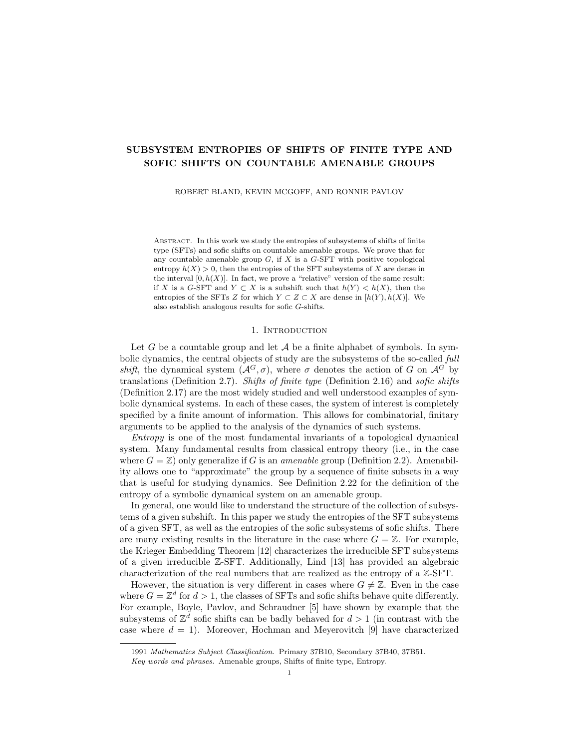# SUBSYSTEM ENTROPIES OF SHIFTS OF FINITE TYPE AND SOFIC SHIFTS ON COUNTABLE AMENABLE GROUPS

ROBERT BLAND, KEVIN MCGOFF, AND RONNIE PAVLOV

Abstract. In this work we study the entropies of subsystems of shifts of finite type (SFTs) and sofic shifts on countable amenable groups. We prove that for any countable amenable group $G$, if $X$ is a $G$-SFT with positive topological entropy $h(X) > 0$, then the entropies of the SFT subsystems of $X$ are dense in the interval $[0, h(X)]$. In fact, we prove a "relative" version of the same result: if $X$ is a $G$-SFT and $Y \subset X$ is a subshift such that $h(Y) < h(X)$, then the entropies of the SFTs $Z$ for which $Y \subset Z \subset X$ are dense in $[h(Y), h(X)]$. We also establish analogous results for sofic $G$-shifts.

## 1. Introduction

Let $G$ be a countable group and let $\mathcal{A}$ be a finite alphabet of symbols. In symbolic dynamics, the central objects of study are the subsystems of the so-called *full shift*, the dynamical system $(\mathcal{A}^G, \sigma)$, where $\sigma$ denotes the action of $G$ on $\mathcal{A}^G$ by translations (Definition 2.7). *Shifts of finite type* (Definition 2.16) and *sofic shifts* (Definition 2.17) are the most widely studied and well understood examples of symbolic dynamical systems. In each of these cases, the system of interest is completely specified by a finite amount of information. This allows for combinatorial, finitary arguments to be applied to the analysis of the dynamics of such systems.

*Entropy* is one of the most fundamental invariants of a topological dynamical system. Many fundamental results from classical entropy theory (i.e., in the case where $G = \mathbb{Z}$) only generalize if $G$ is an *amenable* group (Definition 2.2). Amenability allows one to "approximate" the group by a sequence of finite subsets in a way that is useful for studying dynamics. See Definition 2.22 for the definition of the entropy of a symbolic dynamical system on an amenable group.

In general, one would like to understand the structure of the collection of subsystems of a given subshift. In this paper we study the entropies of the SFT subsystems of a given SFT, as well as the entropies of the sofic subsystems of sofic shifts. There are many existing results in the literature in the case where $G = \mathbb{Z}$. For example, the Krieger Embedding Theorem [12] characterizes the irreducible SFT subsystems of a given irreducible $\mathbb{Z}$-SFT. Additionally, Lind [13] has provided an algebraic characterization of the real numbers that are realized as the entropy of a $\mathbb{Z}$-SFT.

However, the situation is very different in cases where $G \neq \mathbb{Z}$. Even in the case where $G = \mathbb{Z}^d$ for $d > 1$, the classes of SFTs and sofic shifts behave quite differently. For example, Boyle, Pavlov, and Schraudner [5] have shown by example that the subsystems of $\mathbb{Z}^d$ sofic shifts can be badly behaved for $d > 1$ (in contrast with the case where $d = 1$). Moreover, Hochman and Meyerovitch [9] have characterized

---

1991 *Mathematics Subject Classification.* Primary 37B10, Secondary 37B40, 37B51.

*Key words and phrases.* Amenable groups, Shifts of finite type, Entropy.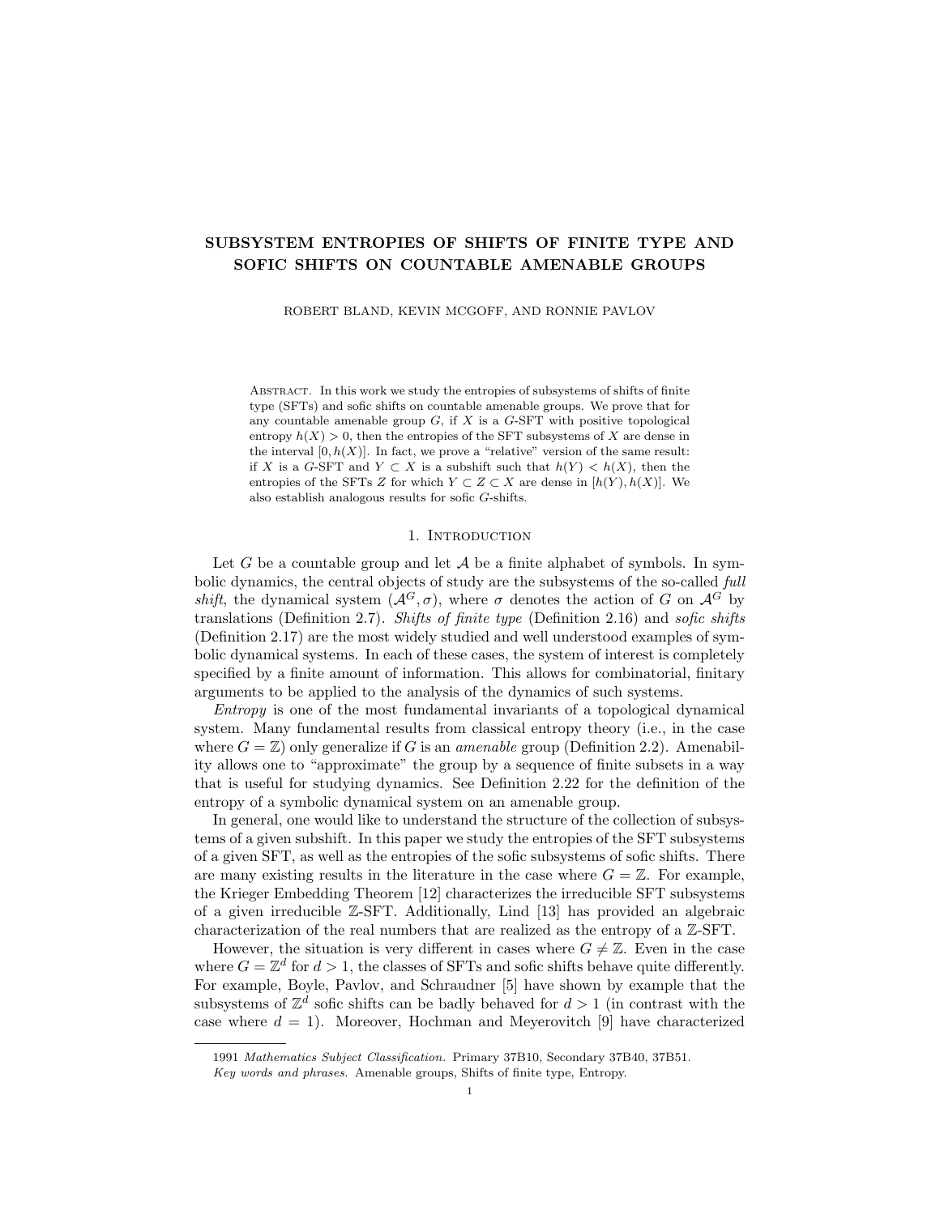# SUBSYSTEM ENTROPIES OF SHIFTS OF FINITE TYPE AND SOFIC SHIFTS ON COUNTABLE AMENABLE GROUPS

ROBERT BLAND, KEVIN MCGOFF, AND RONNIE PAVLOV

Abstract. In this work we study the entropies of subsystems of shifts of finite type (SFTs) and sofic shifts on countable amenable groups. We prove that for any countable amenable group $G$, if $X$ is a $G$-SFT with positive topological entropy $h(X) > 0$, then the entropies of the SFT subsystems of $X$ are dense in the interval $[0, h(X)]$. In fact, we prove a "relative" version of the same result: if $X$ is a $G$-SFT and $Y \subset X$ is a subshift such that $h(Y) < h(X)$, then the entropies of the SFTs $Z$ for which $Y \subset Z \subset X$ are dense in $[h(Y), h(X)]$. We also establish analogous results for sofic $G$-shifts.

## 1. Introduction

Let $G$ be a countable group and let $\mathcal{A}$ be a finite alphabet of symbols. In symbolic dynamics, the central objects of study are the subsystems of the so-called *full shift*, the dynamical system $(\mathcal{A}^G, \sigma)$, where $\sigma$ denotes the action of $G$ on $\mathcal{A}^G$ by translations (Definition 2.7). *Shifts of finite type* (Definition 2.16) and *sofic shifts* (Definition 2.17) are the most widely studied and well understood examples of symbolic dynamical systems. In each of these cases, the system of interest is completely specified by a finite amount of information. This allows for combinatorial, finitary arguments to be applied to the analysis of the dynamics of such systems.

*Entropy* is one of the most fundamental invariants of a topological dynamical system. Many fundamental results from classical entropy theory (i.e., in the case where $G = \mathbb{Z}$) only generalize if $G$ is an *amenable* group (Definition 2.2). Amenability allows one to "approximate" the group by a sequence of finite subsets in a way that is useful for studying dynamics. See Definition 2.22 for the definition of the entropy of a symbolic dynamical system on an amenable group.

In general, one would like to understand the structure of the collection of subsystems of a given subshift. In this paper we study the entropies of the SFT subsystems of a given SFT, as well as the entropies of the sofic subsystems of sofic shifts. There are many existing results in the literature in the case where $G = \mathbb{Z}$. For example, the Krieger Embedding Theorem [12] characterizes the irreducible SFT subsystems of a given irreducible $\mathbb{Z}$-SFT. Additionally, Lind [13] has provided an algebraic characterization of the real numbers that are realized as the entropy of a $\mathbb{Z}$-SFT.

However, the situation is very different in cases where $G \neq \mathbb{Z}$. Even in the case where $G = \mathbb{Z}^d$ for $d > 1$, the classes of SFTs and sofic shifts behave quite differently. For example, Boyle, Pavlov, and Schraudner [5] have shown by example that the subsystems of $\mathbb{Z}^d$ sofic shifts can be badly behaved for $d > 1$ (in contrast with the case where $d = 1$). Moreover, Hochman and Meyerovitch [9] have characterized

---

1991 *Mathematics Subject Classification.* Primary 37B10, Secondary 37B40, 37B51.

*Key words and phrases.* Amenable groups, Shifts of finite type, Entropy.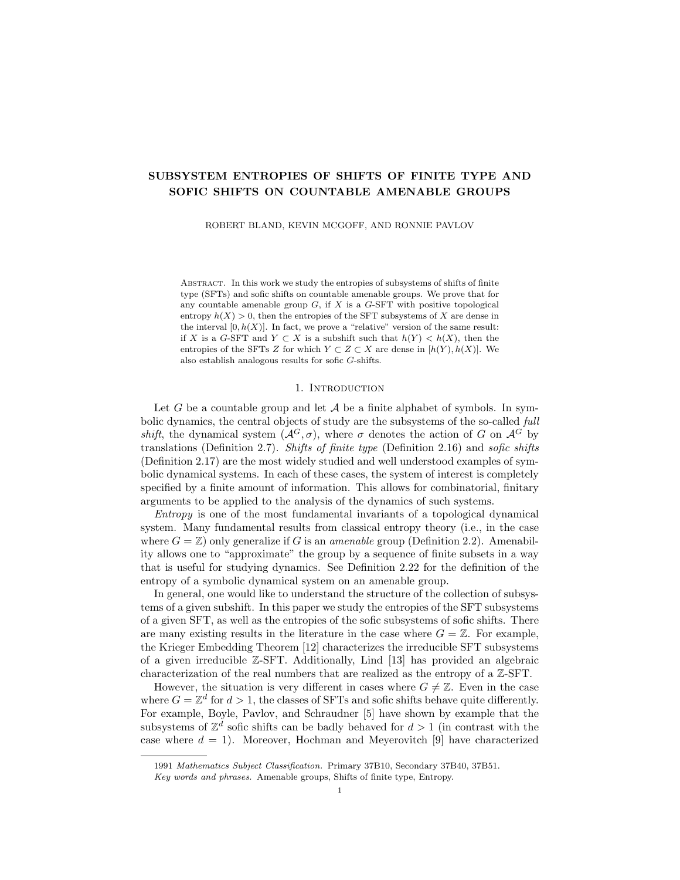# SUBSYSTEM ENTROPIES OF SHIFTS OF FINITE TYPE AND SOFIC SHIFTS ON COUNTABLE AMENABLE GROUPS

ROBERT BLAND, KEVIN MCGOFF, AND RONNIE PAVLOV

Abstract. In this work we study the entropies of subsystems of shifts of finite type (SFTs) and sofic shifts on countable amenable groups. We prove that for any countable amenable group $G$, if $X$ is a $G$-SFT with positive topological entropy $h(X) > 0$, then the entropies of the SFT subsystems of $X$ are dense in the interval $[0, h(X)]$. In fact, we prove a "relative" version of the same result: if $X$ is a $G$-SFT and $Y \subset X$ is a subshift such that $h(Y) < h(X)$, then the entropies of the SFTs $Z$ for which $Y \subset Z \subset X$ are dense in $[h(Y), h(X)]$. We also establish analogous results for sofic $G$-shifts.

## 1. Introduction

Let $G$ be a countable group and let $\mathcal{A}$ be a finite alphabet of symbols. In symbolic dynamics, the central objects of study are the subsystems of the so-called *full shift*, the dynamical system $(\mathcal{A}^G, \sigma)$, where $\sigma$ denotes the action of $G$ on $\mathcal{A}^G$ by translations (Definition 2.7). *Shifts of finite type* (Definition 2.16) and *sofic shifts* (Definition 2.17) are the most widely studied and well understood examples of symbolic dynamical systems. In each of these cases, the system of interest is completely specified by a finite amount of information. This allows for combinatorial, finitary arguments to be applied to the analysis of the dynamics of such systems.

*Entropy* is one of the most fundamental invariants of a topological dynamical system. Many fundamental results from classical entropy theory (i.e., in the case where $G = \mathbb{Z}$) only generalize if $G$ is an *amenable* group (Definition 2.2). Amenability allows one to "approximate" the group by a sequence of finite subsets in a way that is useful for studying dynamics. See Definition 2.22 for the definition of the entropy of a symbolic dynamical system on an amenable group.

In general, one would like to understand the structure of the collection of subsystems of a given subshift. In this paper we study the entropies of the SFT subsystems of a given SFT, as well as the entropies of the sofic subsystems of sofic shifts. There are many existing results in the literature in the case where $G = \mathbb{Z}$. For example, the Krieger Embedding Theorem [12] characterizes the irreducible SFT subsystems of a given irreducible $\mathbb{Z}$-SFT. Additionally, Lind [13] has provided an algebraic characterization of the real numbers that are realized as the entropy of a $\mathbb{Z}$-SFT.

However, the situation is very different in cases where $G \neq \mathbb{Z}$. Even in the case where $G = \mathbb{Z}^d$ for $d > 1$, the classes of SFTs and sofic shifts behave quite differently. For example, Boyle, Pavlov, and Schraudner [5] have shown by example that the subsystems of $\mathbb{Z}^d$ sofic shifts can be badly behaved for $d > 1$ (in contrast with the case where $d = 1$). Moreover, Hochman and Meyerovitch [9] have characterized

---

1991 *Mathematics Subject Classification.* Primary 37B10, Secondary 37B40, 37B51.

*Key words and phrases.* Amenable groups, Shifts of finite type, Entropy.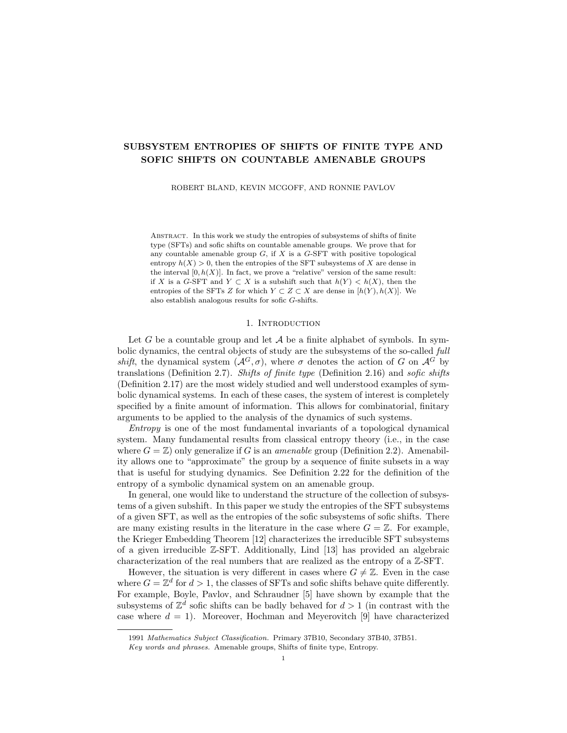# SUBSYSTEM ENTROPIES OF SHIFTS OF FINITE TYPE AND SOFIC SHIFTS ON COUNTABLE AMENABLE GROUPS

ROBERT BLAND, KEVIN MCGOFF, AND RONNIE PAVLOV

Abstract. In this work we study the entropies of subsystems of shifts of finite type (SFTs) and sofic shifts on countable amenable groups. We prove that for any countable amenable group $G$, if $X$ is a $G$-SFT with positive topological entropy $h(X) > 0$, then the entropies of the SFT subsystems of $X$ are dense in the interval $[0, h(X)]$. In fact, we prove a "relative" version of the same result: if $X$ is a $G$-SFT and $Y \subset X$ is a subshift such that $h(Y) < h(X)$, then the entropies of the SFTs $Z$ for which $Y \subset Z \subset X$ are dense in $[h(Y), h(X)]$. We also establish analogous results for sofic $G$-shifts.

## 1. Introduction

Let $G$ be a countable group and let $\mathcal{A}$ be a finite alphabet of symbols. In symbolic dynamics, the central objects of study are the subsystems of the so-called *full shift*, the dynamical system $(\mathcal{A}^G, \sigma)$, where $\sigma$ denotes the action of $G$ on $\mathcal{A}^G$ by translations (Definition 2.7). *Shifts of finite type* (Definition 2.16) and *sofic shifts* (Definition 2.17) are the most widely studied and well understood examples of symbolic dynamical systems. In each of these cases, the system of interest is completely specified by a finite amount of information. This allows for combinatorial, finitary arguments to be applied to the analysis of the dynamics of such systems.

*Entropy* is one of the most fundamental invariants of a topological dynamical system. Many fundamental results from classical entropy theory (i.e., in the case where $G = \mathbb{Z}$) only generalize if $G$ is an *amenable* group (Definition 2.2). Amenability allows one to "approximate" the group by a sequence of finite subsets in a way that is useful for studying dynamics. See Definition 2.22 for the definition of the entropy of a symbolic dynamical system on an amenable group.

In general, one would like to understand the structure of the collection of subsystems of a given subshift. In this paper we study the entropies of the SFT subsystems of a given SFT, as well as the entropies of the sofic subsystems of sofic shifts. There are many existing results in the literature in the case where $G = \mathbb{Z}$. For example, the Krieger Embedding Theorem [12] characterizes the irreducible SFT subsystems of a given irreducible $\mathbb{Z}$-SFT. Additionally, Lind [13] has provided an algebraic characterization of the real numbers that are realized as the entropy of a $\mathbb{Z}$-SFT.

However, the situation is very different in cases where $G \neq \mathbb{Z}$. Even in the case where $G = \mathbb{Z}^d$ for $d > 1$, the classes of SFTs and sofic shifts behave quite differently. For example, Boyle, Pavlov, and Schraudner [5] have shown by example that the subsystems of $\mathbb{Z}^d$ sofic shifts can be badly behaved for $d > 1$ (in contrast with the case where $d = 1$). Moreover, Hochman and Meyerovitch [9] have characterized

1991 *Mathematics Subject Classification.* Primary 37B10, Secondary 37B40, 37B51.

*Key words and phrases.* Amenable groups, Shifts of finite type, Entropy.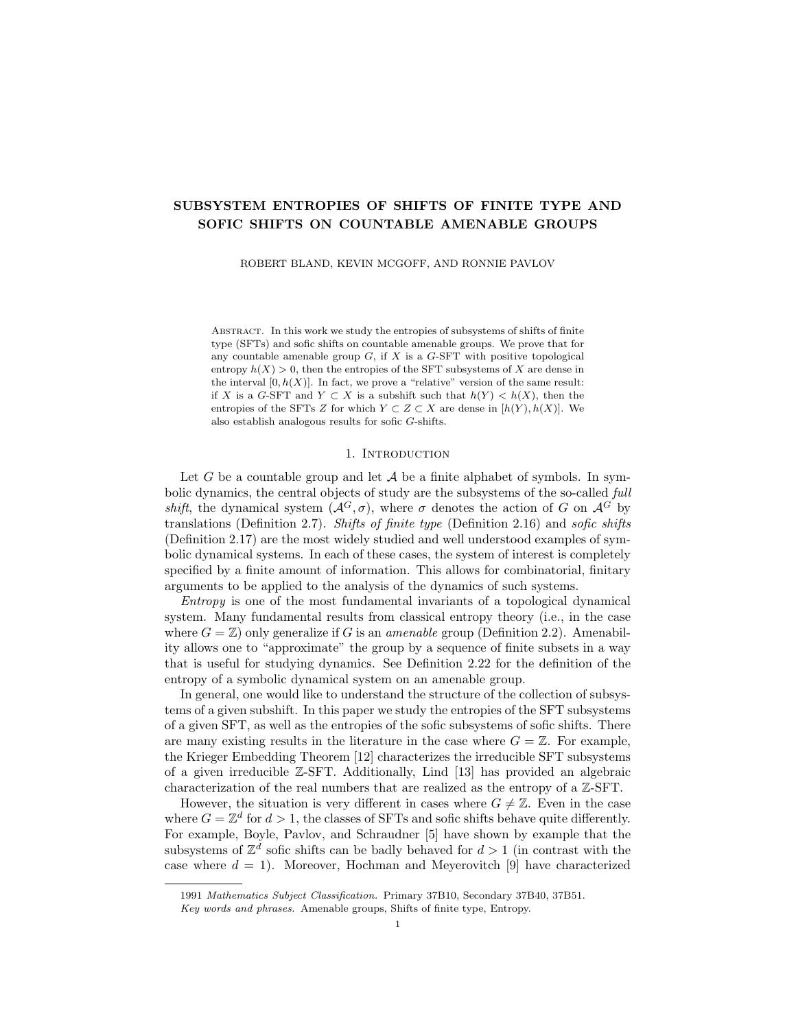# SUBSYSTEM ENTROPIES OF SHIFTS OF FINITE TYPE AND SOFIC SHIFTS ON COUNTABLE AMENABLE GROUPS

ROBERT BLAND, KEVIN MCGOFF, AND RONNIE PAVLOV

Abstract. In this work we study the entropies of subsystems of shifts of finite type (SFTs) and sofic shifts on countable amenable groups. We prove that for any countable amenable group $G$, if $X$ is a $G$-SFT with positive topological entropy $h(X) > 0$, then the entropies of the SFT subsystems of $X$ are dense in the interval $[0, h(X)]$. In fact, we prove a "relative" version of the same result: if $X$ is a $G$-SFT and $Y \subset X$ is a subshift such that $h(Y) < h(X)$, then the entropies of the SFTs $Z$ for which $Y \subset Z \subset X$ are dense in $[h(Y), h(X)]$. We also establish analogous results for sofic $G$-shifts.

## 1. Introduction

Let $G$ be a countable group and let $\mathcal{A}$ be a finite alphabet of symbols. In symbolic dynamics, the central objects of study are the subsystems of the so-called *full shift*, the dynamical system $(\mathcal{A}^G, \sigma)$, where $\sigma$ denotes the action of $G$ on $\mathcal{A}^G$ by translations (Definition 2.7). *Shifts of finite type* (Definition 2.16) and *sofic shifts* (Definition 2.17) are the most widely studied and well understood examples of symbolic dynamical systems. In each of these cases, the system of interest is completely specified by a finite amount of information. This allows for combinatorial, finitary arguments to be applied to the analysis of the dynamics of such systems.

*Entropy* is one of the most fundamental invariants of a topological dynamical system. Many fundamental results from classical entropy theory (i.e., in the case where $G = \mathbb{Z}$) only generalize if $G$ is an *amenable* group (Definition 2.2). Amenability allows one to "approximate" the group by a sequence of finite subsets in a way that is useful for studying dynamics. See Definition 2.22 for the definition of the entropy of a symbolic dynamical system on an amenable group.

In general, one would like to understand the structure of the collection of subsystems of a given subshift. In this paper we study the entropies of the SFT subsystems of a given SFT, as well as the entropies of the sofic subsystems of sofic shifts. There are many existing results in the literature in the case where $G = \mathbb{Z}$. For example, the Krieger Embedding Theorem [12] characterizes the irreducible SFT subsystems of a given irreducible $\mathbb{Z}$-SFT. Additionally, Lind [13] has provided an algebraic characterization of the real numbers that are realized as the entropy of a $\mathbb{Z}$-SFT.

However, the situation is very different in cases where $G \neq \mathbb{Z}$. Even in the case where $G = \mathbb{Z}^d$ for $d > 1$, the classes of SFTs and sofic shifts behave quite differently. For example, Boyle, Pavlov, and Schraudner [5] have shown by example that the subsystems of $\mathbb{Z}^d$ sofic shifts can be badly behaved for $d > 1$ (in contrast with the case where $d = 1$). Moreover, Hochman and Meyerovitch [9] have characterized

1991 *Mathematics Subject Classification.* Primary 37B10, Secondary 37B40, 37B51.

*Key words and phrases.* Amenable groups, Shifts of finite type, Entropy.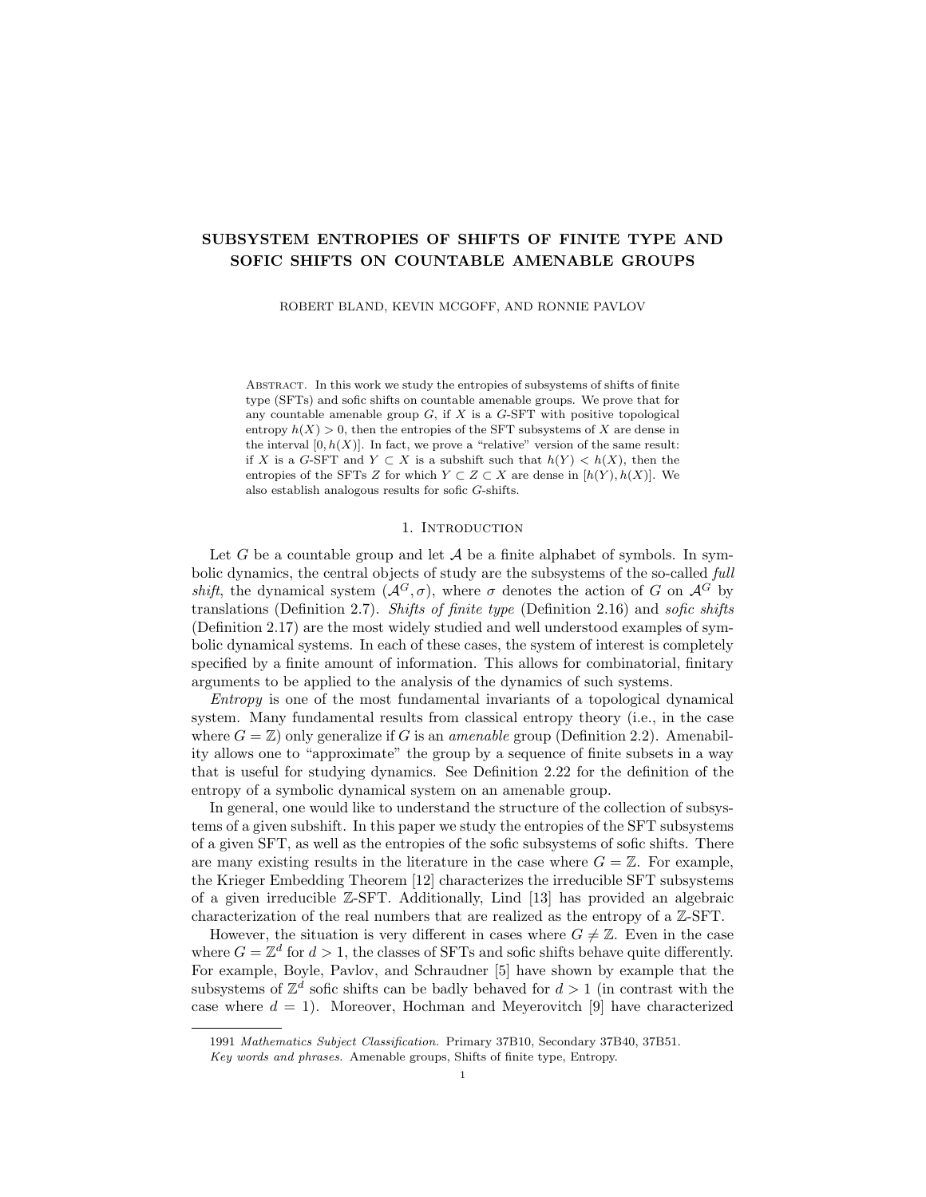# SUBSYSTEM ENTROPIES OF SHIFTS OF FINITE TYPE AND SOFIC SHIFTS ON COUNTABLE AMENABLE GROUPS

ROBERT BLAND, KEVIN MCGOFF, AND RONNIE PAVLOV

Abstract. In this work we study the entropies of subsystems of shifts of finite type (SFTs) and sofic shifts on countable amenable groups. We prove that for any countable amenable group $G$, if $X$ is a $G$-SFT with positive topological entropy $h(X) > 0$, then the entropies of the SFT subsystems of $X$ are dense in the interval $[0, h(X)]$. In fact, we prove a "relative" version of the same result: if $X$ is a $G$-SFT and $Y \subset X$ is a subshift such that $h(Y) < h(X)$, then the entropies of the SFTs $Z$ for which $Y \subset Z \subset X$ are dense in $[h(Y), h(X)]$. We also establish analogous results for sofic $G$-shifts.

## 1. Introduction

Let $G$ be a countable group and let $\mathcal{A}$ be a finite alphabet of symbols. In symbolic dynamics, the central objects of study are the subsystems of the so-called *full shift*, the dynamical system $(\mathcal{A}^G, \sigma)$, where $\sigma$ denotes the action of $G$ on $\mathcal{A}^G$ by translations (Definition 2.7). *Shifts of finite type* (Definition 2.16) and *sofic shifts* (Definition 2.17) are the most widely studied and well understood examples of symbolic dynamical systems. In each of these cases, the system of interest is completely specified by a finite amount of information. This allows for combinatorial, finitary arguments to be applied to the analysis of the dynamics of such systems.

*Entropy* is one of the most fundamental invariants of a topological dynamical system. Many fundamental results from classical entropy theory (i.e., in the case where $G = \mathbb{Z}$) only generalize if $G$ is an *amenable* group (Definition 2.2). Amenability allows one to "approximate" the group by a sequence of finite subsets in a way that is useful for studying dynamics. See Definition 2.22 for the definition of the entropy of a symbolic dynamical system on an amenable group.

In general, one would like to understand the structure of the collection of subsystems of a given subshift. In this paper we study the entropies of the SFT subsystems of a given SFT, as well as the entropies of the sofic subsystems of sofic shifts. There are many existing results in the literature in the case where $G = \mathbb{Z}$. For example, the Krieger Embedding Theorem [12] characterizes the irreducible SFT subsystems of a given irreducible $\mathbb{Z}$-SFT. Additionally, Lind [13] has provided an algebraic characterization of the real numbers that are realized as the entropy of a $\mathbb{Z}$-SFT.

However, the situation is very different in cases where $G \neq \mathbb{Z}$. Even in the case where $G = \mathbb{Z}^d$ for $d > 1$, the classes of SFTs and sofic shifts behave quite differently. For example, Boyle, Pavlov, and Schraudner [5] have shown by example that the subsystems of $\mathbb{Z}^d$ sofic shifts can be badly behaved for $d > 1$ (in contrast with the case where $d = 1$). Moreover, Hochman and Meyerovitch [9] have characterized

---

1991 *Mathematics Subject Classification.* Primary 37B10, Secondary 37B40, 37B51.

*Key words and phrases.* Amenable groups, Shifts of finite type, Entropy.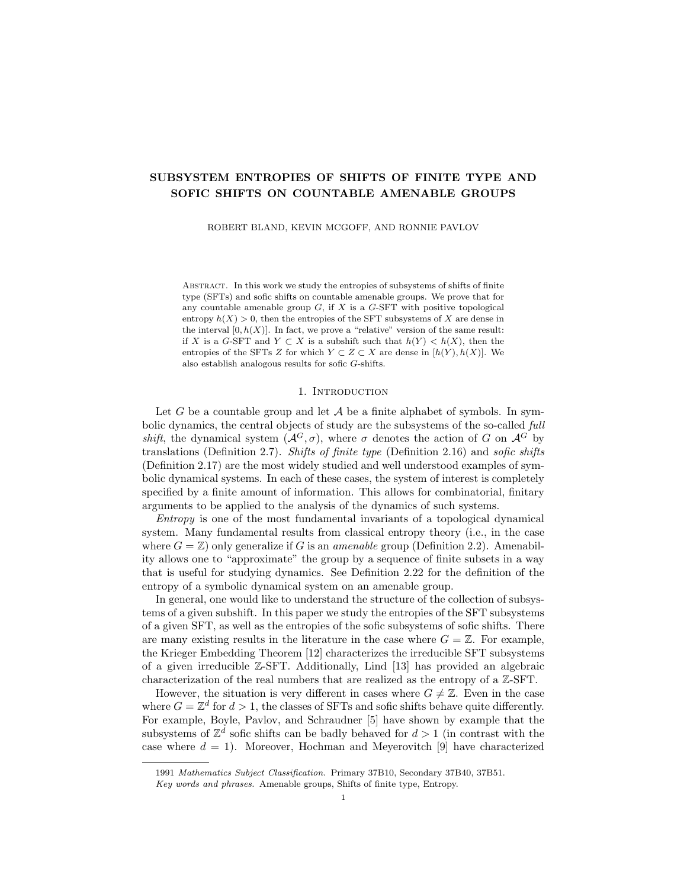# SUBSYSTEM ENTROPIES OF SHIFTS OF FINITE TYPE AND SOFIC SHIFTS ON COUNTABLE AMENABLE GROUPS

ROBERT BLAND, KEVIN MCGOFF, AND RONNIE PAVLOV

Abstract. In this work we study the entropies of subsystems of shifts of finite type (SFTs) and sofic shifts on countable amenable groups. We prove that for any countable amenable group $G$, if $X$ is a $G$-SFT with positive topological entropy $h(X) > 0$, then the entropies of the SFT subsystems of $X$ are dense in the interval $[0, h(X)]$. In fact, we prove a "relative" version of the same result: if $X$ is a $G$-SFT and $Y \subset X$ is a subshift such that $h(Y) < h(X)$, then the entropies of the SFTs $Z$ for which $Y \subset Z \subset X$ are dense in $[h(Y), h(X)]$. We also establish analogous results for sofic $G$-shifts.

## 1. Introduction

Let $G$ be a countable group and let $\mathcal{A}$ be a finite alphabet of symbols. In symbolic dynamics, the central objects of study are the subsystems of the so-called *full shift*, the dynamical system $(\mathcal{A}^G, \sigma)$, where $\sigma$ denotes the action of $G$ on $\mathcal{A}^G$ by translations (Definition 2.7). *Shifts of finite type* (Definition 2.16) and *sofic shifts* (Definition 2.17) are the most widely studied and well understood examples of symbolic dynamical systems. In each of these cases, the system of interest is completely specified by a finite amount of information. This allows for combinatorial, finitary arguments to be applied to the analysis of the dynamics of such systems.

*Entropy* is one of the most fundamental invariants of a topological dynamical system. Many fundamental results from classical entropy theory (i.e., in the case where $G = \mathbb{Z}$) only generalize if $G$ is an *amenable* group (Definition 2.2). Amenability allows one to "approximate" the group by a sequence of finite subsets in a way that is useful for studying dynamics. See Definition 2.22 for the definition of the entropy of a symbolic dynamical system on an amenable group.

In general, one would like to understand the structure of the collection of subsystems of a given subshift. In this paper we study the entropies of the SFT subsystems of a given SFT, as well as the entropies of the sofic subsystems of sofic shifts. There are many existing results in the literature in the case where $G = \mathbb{Z}$. For example, the Krieger Embedding Theorem [12] characterizes the irreducible SFT subsystems of a given irreducible $\mathbb{Z}$-SFT. Additionally, Lind [13] has provided an algebraic characterization of the real numbers that are realized as the entropy of a $\mathbb{Z}$-SFT.

However, the situation is very different in cases where $G \neq \mathbb{Z}$. Even in the case where $G = \mathbb{Z}^d$ for $d > 1$, the classes of SFTs and sofic shifts behave quite differently. For example, Boyle, Pavlov, and Schraudner [5] have shown by example that the subsystems of $\mathbb{Z}^d$ sofic shifts can be badly behaved for $d > 1$ (in contrast with the case where $d = 1$). Moreover, Hochman and Meyerovitch [9] have characterized

---

1991 *Mathematics Subject Classification.* Primary 37B10, Secondary 37B40, 37B51.

*Key words and phrases.* Amenable groups, Shifts of finite type, Entropy.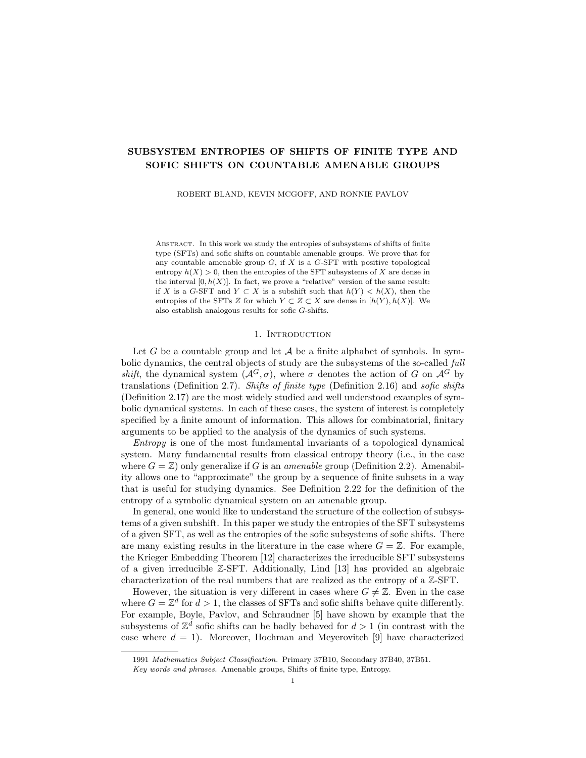# SUBSYSTEM ENTROPIES OF SHIFTS OF FINITE TYPE AND SOFIC SHIFTS ON COUNTABLE AMENABLE GROUPS

ROBERT BLAND, KEVIN MCGOFF, AND RONNIE PAVLOV

Abstract. In this work we study the entropies of subsystems of shifts of finite type (SFTs) and sofic shifts on countable amenable groups. We prove that for any countable amenable group $G$, if $X$ is a $G$-SFT with positive topological entropy $h(X) > 0$, then the entropies of the SFT subsystems of $X$ are dense in the interval $[0, h(X)]$. In fact, we prove a "relative" version of the same result: if $X$ is a $G$-SFT and $Y \subset X$ is a subshift such that $h(Y) < h(X)$, then the entropies of the SFTs $Z$ for which $Y \subset Z \subset X$ are dense in $[h(Y), h(X)]$. We also establish analogous results for sofic $G$-shifts.

## 1. Introduction

Let $G$ be a countable group and let $\mathcal{A}$ be a finite alphabet of symbols. In symbolic dynamics, the central objects of study are the subsystems of the so-called *full shift*, the dynamical system $(\mathcal{A}^G, \sigma)$, where $\sigma$ denotes the action of $G$ on $\mathcal{A}^G$ by translations (Definition 2.7). *Shifts of finite type* (Definition 2.16) and *sofic shifts* (Definition 2.17) are the most widely studied and well understood examples of symbolic dynamical systems. In each of these cases, the system of interest is completely specified by a finite amount of information. This allows for combinatorial, finitary arguments to be applied to the analysis of the dynamics of such systems.

*Entropy* is one of the most fundamental invariants of a topological dynamical system. Many fundamental results from classical entropy theory (i.e., in the case where $G = \mathbb{Z}$) only generalize if $G$ is an *amenable* group (Definition 2.2). Amenability allows one to "approximate" the group by a sequence of finite subsets in a way that is useful for studying dynamics. See Definition 2.22 for the definition of the entropy of a symbolic dynamical system on an amenable group.

In general, one would like to understand the structure of the collection of subsystems of a given subshift. In this paper we study the entropies of the SFT subsystems of a given SFT, as well as the entropies of the sofic subsystems of sofic shifts. There are many existing results in the literature in the case where $G = \mathbb{Z}$. For example, the Krieger Embedding Theorem [12] characterizes the irreducible SFT subsystems of a given irreducible $\mathbb{Z}$-SFT. Additionally, Lind [13] has provided an algebraic characterization of the real numbers that are realized as the entropy of a $\mathbb{Z}$-SFT.

However, the situation is very different in cases where $G \neq \mathbb{Z}$. Even in the case where $G = \mathbb{Z}^d$ for $d > 1$, the classes of SFTs and sofic shifts behave quite differently. For example, Boyle, Pavlov, and Schraudner [5] have shown by example that the subsystems of $\mathbb{Z}^d$ sofic shifts can be badly behaved for $d > 1$ (in contrast with the case where $d = 1$). Moreover, Hochman and Meyerovitch [9] have characterized

1991 *Mathematics Subject Classification.* Primary 37B10, Secondary 37B40, 37B51.

*Key words and phrases.* Amenable groups, Shifts of finite type, Entropy.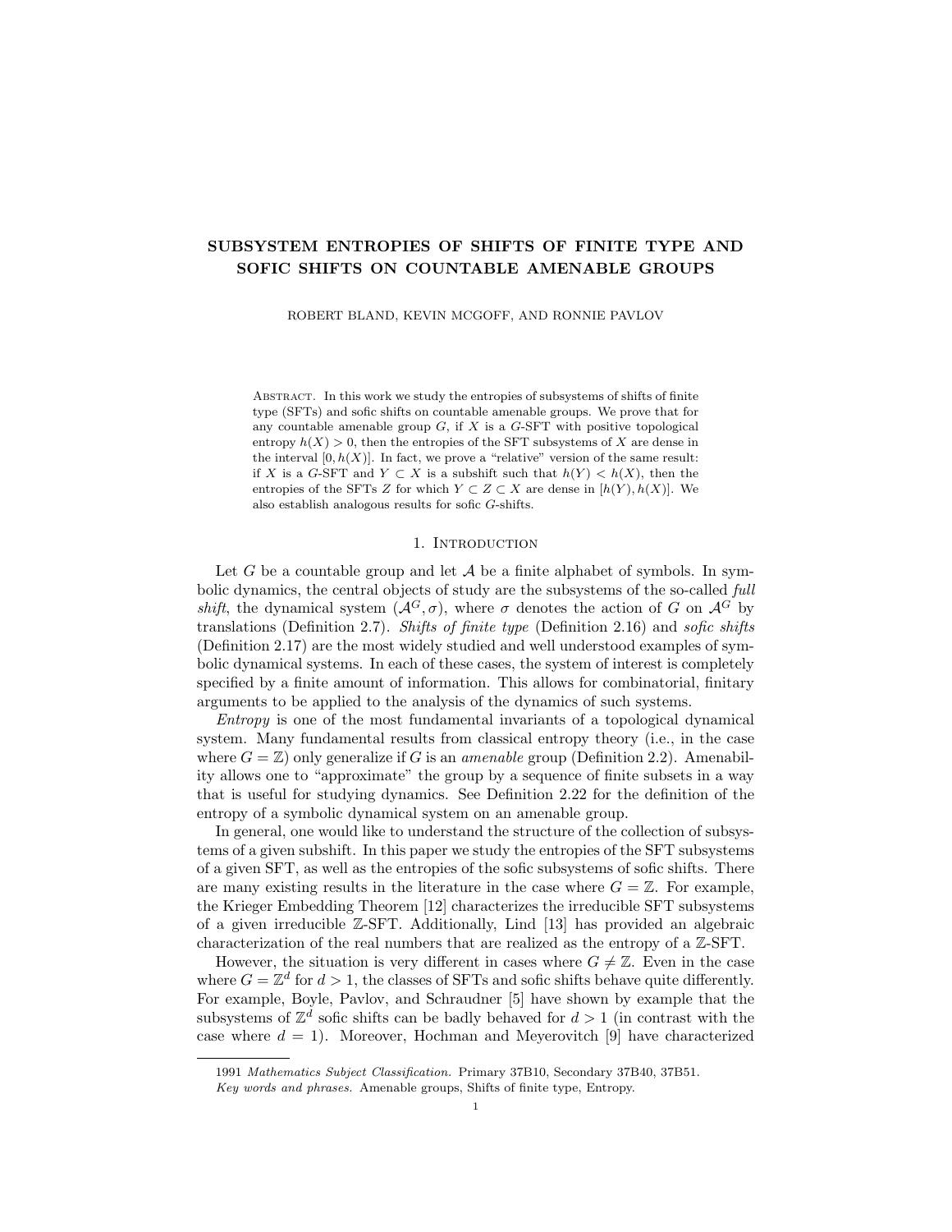# SUBSYSTEM ENTROPIES OF SHIFTS OF FINITE TYPE AND SOFIC SHIFTS ON COUNTABLE AMENABLE GROUPS

ROBERT BLAND, KEVIN MCGOFF, AND RONNIE PAVLOV

Abstract. In this work we study the entropies of subsystems of shifts of finite type (SFTs) and sofic shifts on countable amenable groups. We prove that for any countable amenable group $G$, if $X$ is a $G$-SFT with positive topological entropy $h(X) > 0$, then the entropies of the SFT subsystems of $X$ are dense in the interval $[0, h(X)]$. In fact, we prove a "relative" version of the same result: if $X$ is a $G$-SFT and $Y \subset X$ is a subshift such that $h(Y) < h(X)$, then the entropies of the SFTs $Z$ for which $Y \subset Z \subset X$ are dense in $[h(Y), h(X)]$. We also establish analogous results for sofic $G$-shifts.

## 1. Introduction

Let $G$ be a countable group and let $\mathcal{A}$ be a finite alphabet of symbols. In symbolic dynamics, the central objects of study are the subsystems of the so-called *full shift*, the dynamical system $(\mathcal{A}^G, \sigma)$, where $\sigma$ denotes the action of $G$ on $\mathcal{A}^G$ by translations (Definition 2.7). *Shifts of finite type* (Definition 2.16) and *sofic shifts* (Definition 2.17) are the most widely studied and well understood examples of symbolic dynamical systems. In each of these cases, the system of interest is completely specified by a finite amount of information. This allows for combinatorial, finitary arguments to be applied to the analysis of the dynamics of such systems.

*Entropy* is one of the most fundamental invariants of a topological dynamical system. Many fundamental results from classical entropy theory (i.e., in the case where $G = \mathbb{Z}$) only generalize if $G$ is an *amenable* group (Definition 2.2). Amenability allows one to "approximate" the group by a sequence of finite subsets in a way that is useful for studying dynamics. See Definition 2.22 for the definition of the entropy of a symbolic dynamical system on an amenable group.

In general, one would like to understand the structure of the collection of subsystems of a given subshift. In this paper we study the entropies of the SFT subsystems of a given SFT, as well as the entropies of the sofic subsystems of sofic shifts. There are many existing results in the literature in the case where $G = \mathbb{Z}$. For example, the Krieger Embedding Theorem [12] characterizes the irreducible SFT subsystems of a given irreducible $\mathbb{Z}$-SFT. Additionally, Lind [13] has provided an algebraic characterization of the real numbers that are realized as the entropy of a $\mathbb{Z}$-SFT.

However, the situation is very different in cases where $G \neq \mathbb{Z}$. Even in the case where $G = \mathbb{Z}^d$ for $d > 1$, the classes of SFTs and sofic shifts behave quite differently. For example, Boyle, Pavlov, and Schraudner [5] have shown by example that the subsystems of $\mathbb{Z}^d$ sofic shifts can be badly behaved for $d > 1$ (in contrast with the case where $d = 1$). Moreover, Hochman and Meyerovitch [9] have characterized

---

1991 *Mathematics Subject Classification.* Primary 37B10, Secondary 37B40, 37B51.

*Key words and phrases.* Amenable groups, Shifts of finite type, Entropy.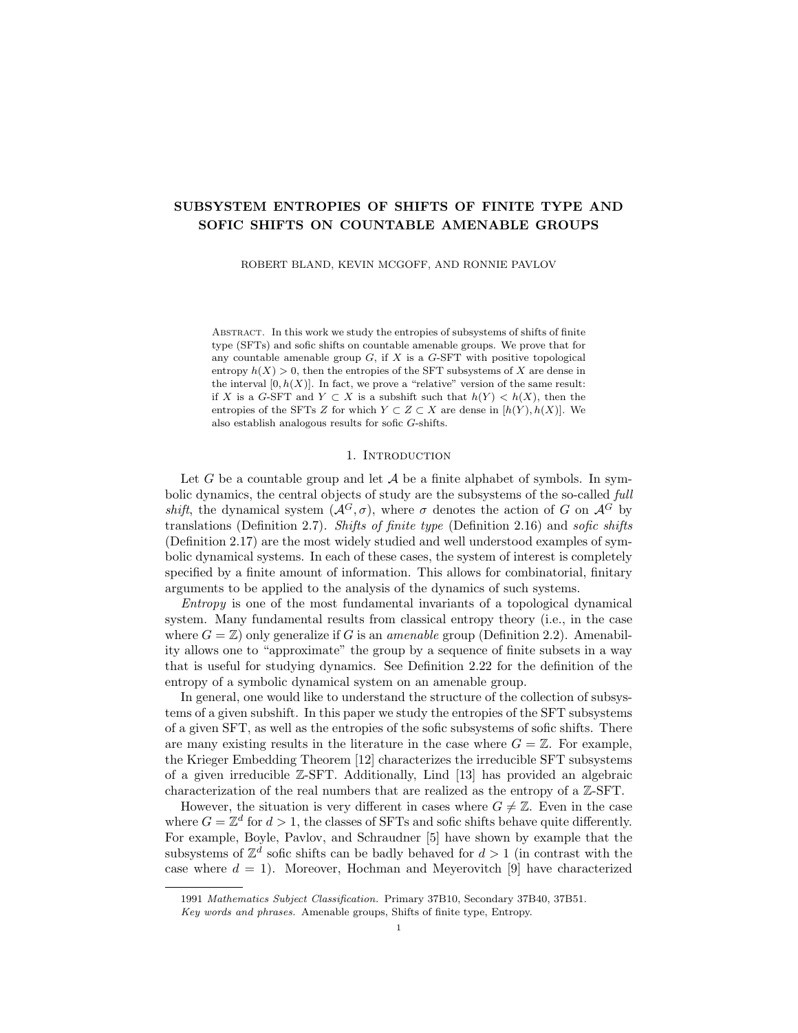# SUBSYSTEM ENTROPIES OF SHIFTS OF FINITE TYPE AND SOFIC SHIFTS ON COUNTABLE AMENABLE GROUPS

ROBERT BLAND, KEVIN MCGOFF, AND RONNIE PAVLOV

Abstract. In this work we study the entropies of subsystems of shifts of finite type (SFTs) and sofic shifts on countable amenable groups. We prove that for any countable amenable group $G$, if $X$ is a $G$-SFT with positive topological entropy $h(X) > 0$, then the entropies of the SFT subsystems of $X$ are dense in the interval $[0, h(X)]$. In fact, we prove a "relative" version of the same result: if $X$ is a $G$-SFT and $Y \subset X$ is a subshift such that $h(Y) < h(X)$, then the entropies of the SFTs $Z$ for which $Y \subset Z \subset X$ are dense in $[h(Y), h(X)]$. We also establish analogous results for sofic $G$-shifts.

## 1. Introduction

Let $G$ be a countable group and let $\mathcal{A}$ be a finite alphabet of symbols. In symbolic dynamics, the central objects of study are the subsystems of the so-called *full shift*, the dynamical system $(\mathcal{A}^G, \sigma)$, where $\sigma$ denotes the action of $G$ on $\mathcal{A}^G$ by translations (Definition 2.7). *Shifts of finite type* (Definition 2.16) and *sofic shifts* (Definition 2.17) are the most widely studied and well understood examples of symbolic dynamical systems. In each of these cases, the system of interest is completely specified by a finite amount of information. This allows for combinatorial, finitary arguments to be applied to the analysis of the dynamics of such systems.

*Entropy* is one of the most fundamental invariants of a topological dynamical system. Many fundamental results from classical entropy theory (i.e., in the case where $G = \mathbb{Z}$) only generalize if $G$ is an *amenable* group (Definition 2.2). Amenability allows one to "approximate" the group by a sequence of finite subsets in a way that is useful for studying dynamics. See Definition 2.22 for the definition of the entropy of a symbolic dynamical system on an amenable group.

In general, one would like to understand the structure of the collection of subsystems of a given subshift. In this paper we study the entropies of the SFT subsystems of a given SFT, as well as the entropies of the sofic subsystems of sofic shifts. There are many existing results in the literature in the case where $G = \mathbb{Z}$. For example, the Krieger Embedding Theorem [12] characterizes the irreducible SFT subsystems of a given irreducible $\mathbb{Z}$-SFT. Additionally, Lind [13] has provided an algebraic characterization of the real numbers that are realized as the entropy of a $\mathbb{Z}$-SFT.

However, the situation is very different in cases where $G \neq \mathbb{Z}$. Even in the case where $G = \mathbb{Z}^d$ for $d > 1$, the classes of SFTs and sofic shifts behave quite differently. For example, Boyle, Pavlov, and Schraudner [5] have shown by example that the subsystems of $\mathbb{Z}^d$ sofic shifts can be badly behaved for $d > 1$ (in contrast with the case where $d = 1$). Moreover, Hochman and Meyerovitch [9] have characterized

1991 *Mathematics Subject Classification.* Primary 37B10, Secondary 37B40, 37B51.

*Key words and phrases.* Amenable groups, Shifts of finite type, Entropy.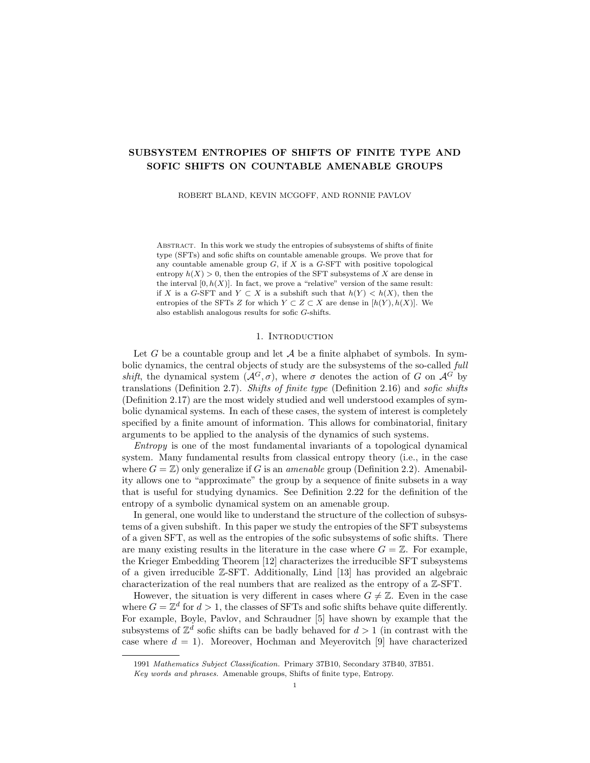# SUBSYSTEM ENTROPIES OF SHIFTS OF FINITE TYPE AND SOFIC SHIFTS ON COUNTABLE AMENABLE GROUPS

ROBERT BLAND, KEVIN MCGOFF, AND RONNIE PAVLOV

Abstract. In this work we study the entropies of subsystems of shifts of finite type (SFTs) and sofic shifts on countable amenable groups. We prove that for any countable amenable group $G$, if $X$ is a $G$-SFT with positive topological entropy $h(X) > 0$, then the entropies of the SFT subsystems of $X$ are dense in the interval $[0, h(X)]$. In fact, we prove a "relative" version of the same result: if $X$ is a $G$-SFT and $Y \subset X$ is a subshift such that $h(Y) < h(X)$, then the entropies of the SFTs $Z$ for which $Y \subset Z \subset X$ are dense in $[h(Y), h(X)]$. We also establish analogous results for sofic $G$-shifts.

## 1. Introduction

Let $G$ be a countable group and let $\mathcal{A}$ be a finite alphabet of symbols. In symbolic dynamics, the central objects of study are the subsystems of the so-called *full shift*, the dynamical system $(\mathcal{A}^G, \sigma)$, where $\sigma$ denotes the action of $G$ on $\mathcal{A}^G$ by translations (Definition 2.7). *Shifts of finite type* (Definition 2.16) and *sofic shifts* (Definition 2.17) are the most widely studied and well understood examples of symbolic dynamical systems. In each of these cases, the system of interest is completely specified by a finite amount of information. This allows for combinatorial, finitary arguments to be applied to the analysis of the dynamics of such systems.

*Entropy* is one of the most fundamental invariants of a topological dynamical system. Many fundamental results from classical entropy theory (i.e., in the case where $G = \mathbb{Z}$) only generalize if $G$ is an *amenable* group (Definition 2.2). Amenability allows one to "approximate" the group by a sequence of finite subsets in a way that is useful for studying dynamics. See Definition 2.22 for the definition of the entropy of a symbolic dynamical system on an amenable group.

In general, one would like to understand the structure of the collection of subsystems of a given subshift. In this paper we study the entropies of the SFT subsystems of a given SFT, as well as the entropies of the sofic subsystems of sofic shifts. There are many existing results in the literature in the case where $G = \mathbb{Z}$. For example, the Krieger Embedding Theorem [12] characterizes the irreducible SFT subsystems of a given irreducible $\mathbb{Z}$-SFT. Additionally, Lind [13] has provided an algebraic characterization of the real numbers that are realized as the entropy of a $\mathbb{Z}$-SFT.

However, the situation is very different in cases where $G \neq \mathbb{Z}$. Even in the case where $G = \mathbb{Z}^d$ for $d > 1$, the classes of SFTs and sofic shifts behave quite differently. For example, Boyle, Pavlov, and Schraudner [5] have shown by example that the subsystems of $\mathbb{Z}^d$ sofic shifts can be badly behaved for $d > 1$ (in contrast with the case where $d = 1$). Moreover, Hochman and Meyerovitch [9] have characterized

---

1991 *Mathematics Subject Classification.* Primary 37B10, Secondary 37B40, 37B51.

*Key words and phrases.* Amenable groups, Shifts of finite type, Entropy.